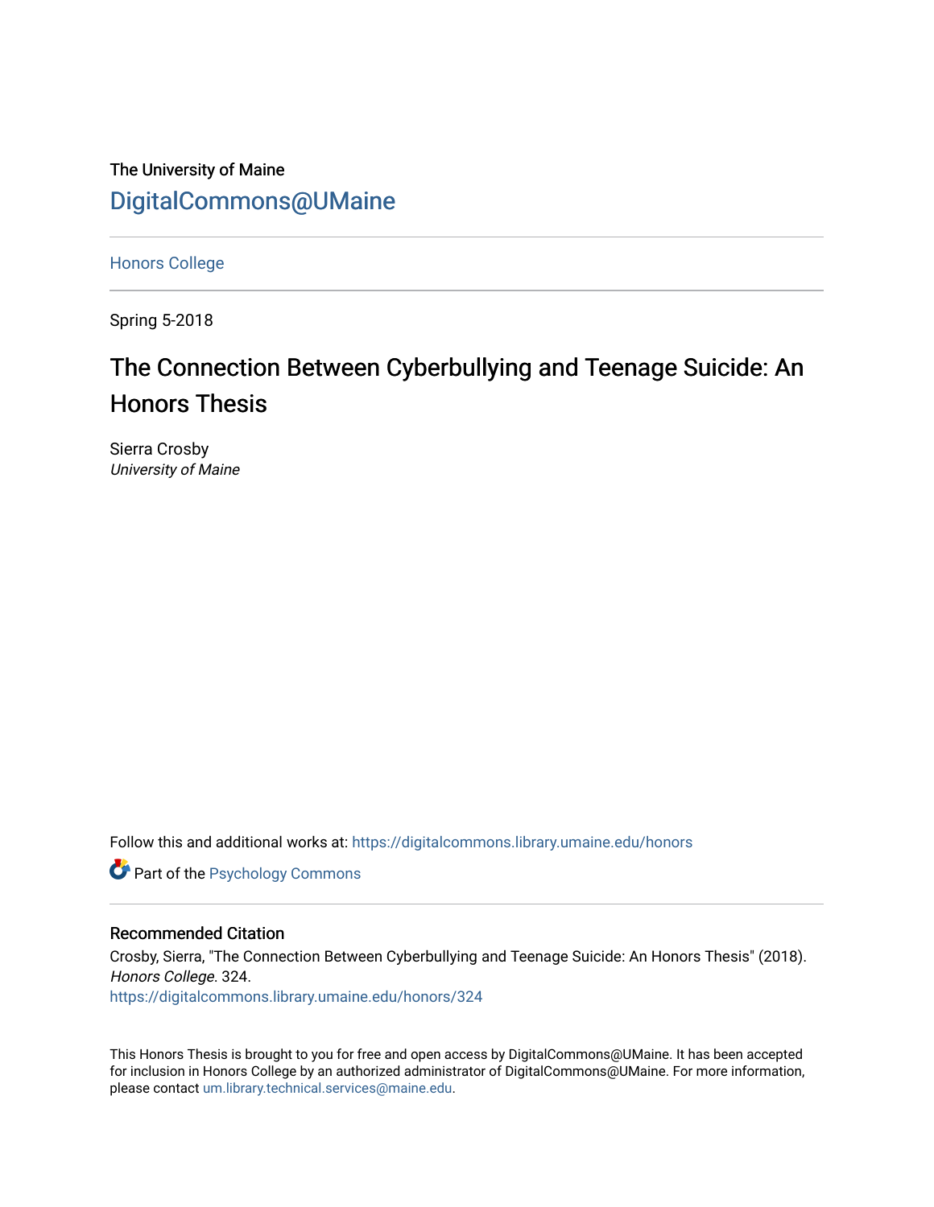The University of Maine

DigitalCommons@UMaine

Honors College

Spring 5-2018

# The Connection Between Cyberbullying and Teenage Suicide: An Honors Thesis

Sierra Crosby

*University of Maine*

Follow this and additional works at: https://digitalcommons.library.umaine.edu/honors

Part of the Psychology Commons

## Recommended Citation

Crosby, Sierra, "The Connection Between Cyberbullying and Teenage Suicide: An Honors Thesis" (2018). *Honors College*. 324.
https://digitalcommons.library.umaine.edu/honors/324

This Honors Thesis is brought to you for free and open access by DigitalCommons@UMaine. It has been accepted for inclusion in Honors College by an authorized administrator of DigitalCommons@UMaine. For more information, please contact um.library.technical.services@maine.edu.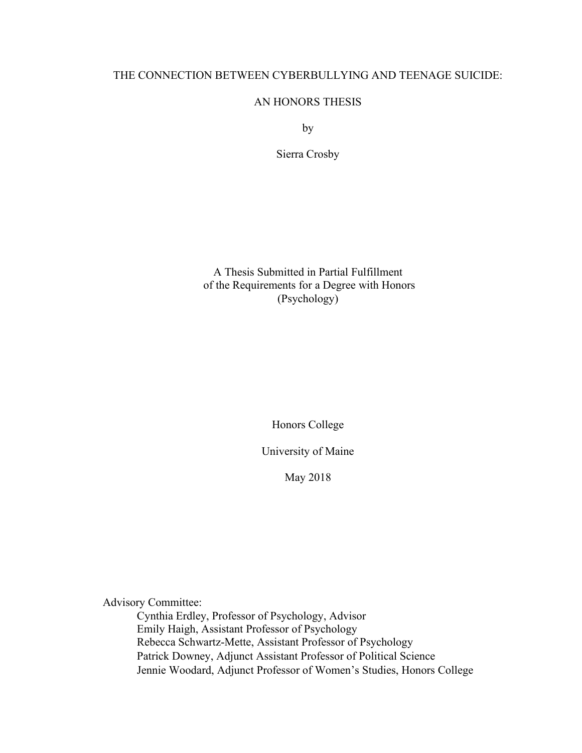THE CONNECTION BETWEEN CYBERBULLYING AND TEENAGE SUICIDE:

AN HONORS THESIS

by

Sierra Crosby

A Thesis Submitted in Partial Fulfillment
of the Requirements for a Degree with Honors
(Psychology)

Honors College

University of Maine

May 2018

Advisory Committee:

Cynthia Erdley, Professor of Psychology, Advisor
Emily Haigh, Assistant Professor of Psychology
Rebecca Schwartz-Mette, Assistant Professor of Psychology
Patrick Downey, Adjunct Assistant Professor of Political Science
Jennie Woodard, Adjunct Professor of Women's Studies, Honors College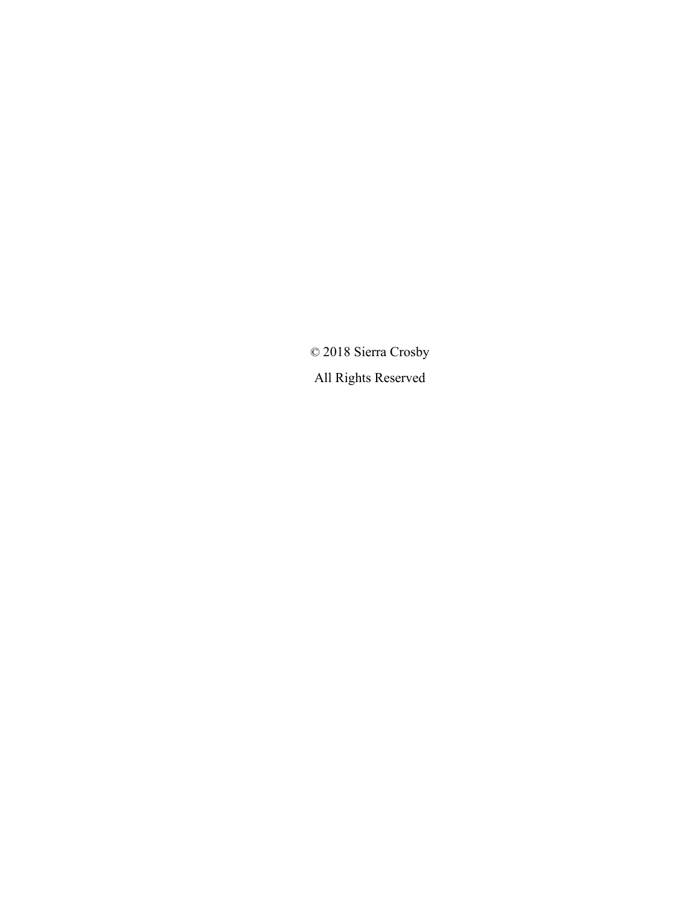© 2018 Sierra Crosby

All Rights Reserved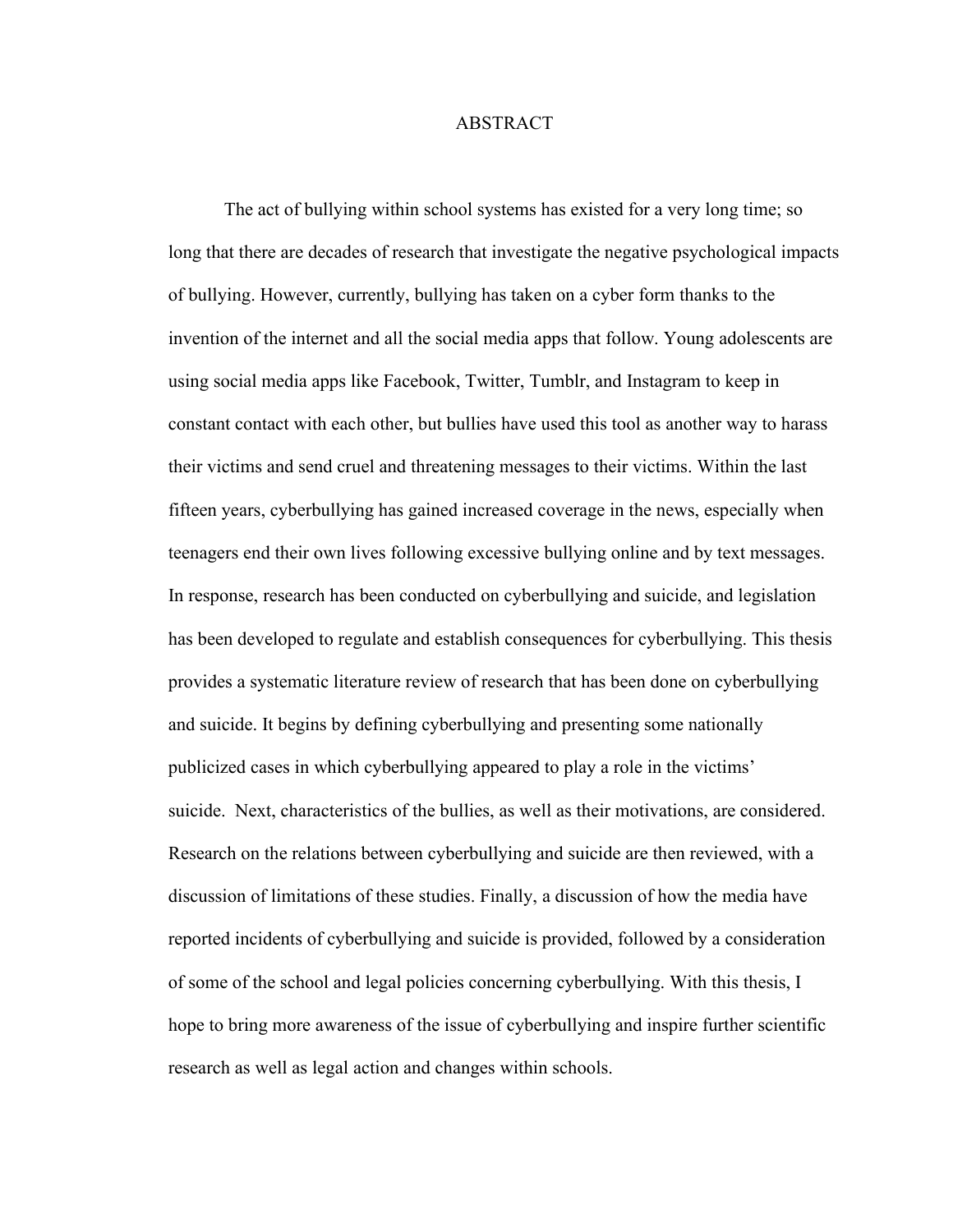# ABSTRACT

The act of bullying within school systems has existed for a very long time; so long that there are decades of research that investigate the negative psychological impacts of bullying. However, currently, bullying has taken on a cyber form thanks to the invention of the internet and all the social media apps that follow. Young adolescents are using social media apps like Facebook, Twitter, Tumblr, and Instagram to keep in constant contact with each other, but bullies have used this tool as another way to harass their victims and send cruel and threatening messages to their victims. Within the last fifteen years, cyberbullying has gained increased coverage in the news, especially when teenagers end their own lives following excessive bullying online and by text messages. In response, research has been conducted on cyberbullying and suicide, and legislation has been developed to regulate and establish consequences for cyberbullying. This thesis provides a systematic literature review of research that has been done on cyberbullying and suicide. It begins by defining cyberbullying and presenting some nationally publicized cases in which cyberbullying appeared to play a role in the victims' suicide. Next, characteristics of the bullies, as well as their motivations, are considered. Research on the relations between cyberbullying and suicide are then reviewed, with a discussion of limitations of these studies. Finally, a discussion of how the media have reported incidents of cyberbullying and suicide is provided, followed by a consideration of some of the school and legal policies concerning cyberbullying. With this thesis, I hope to bring more awareness of the issue of cyberbullying and inspire further scientific research as well as legal action and changes within schools.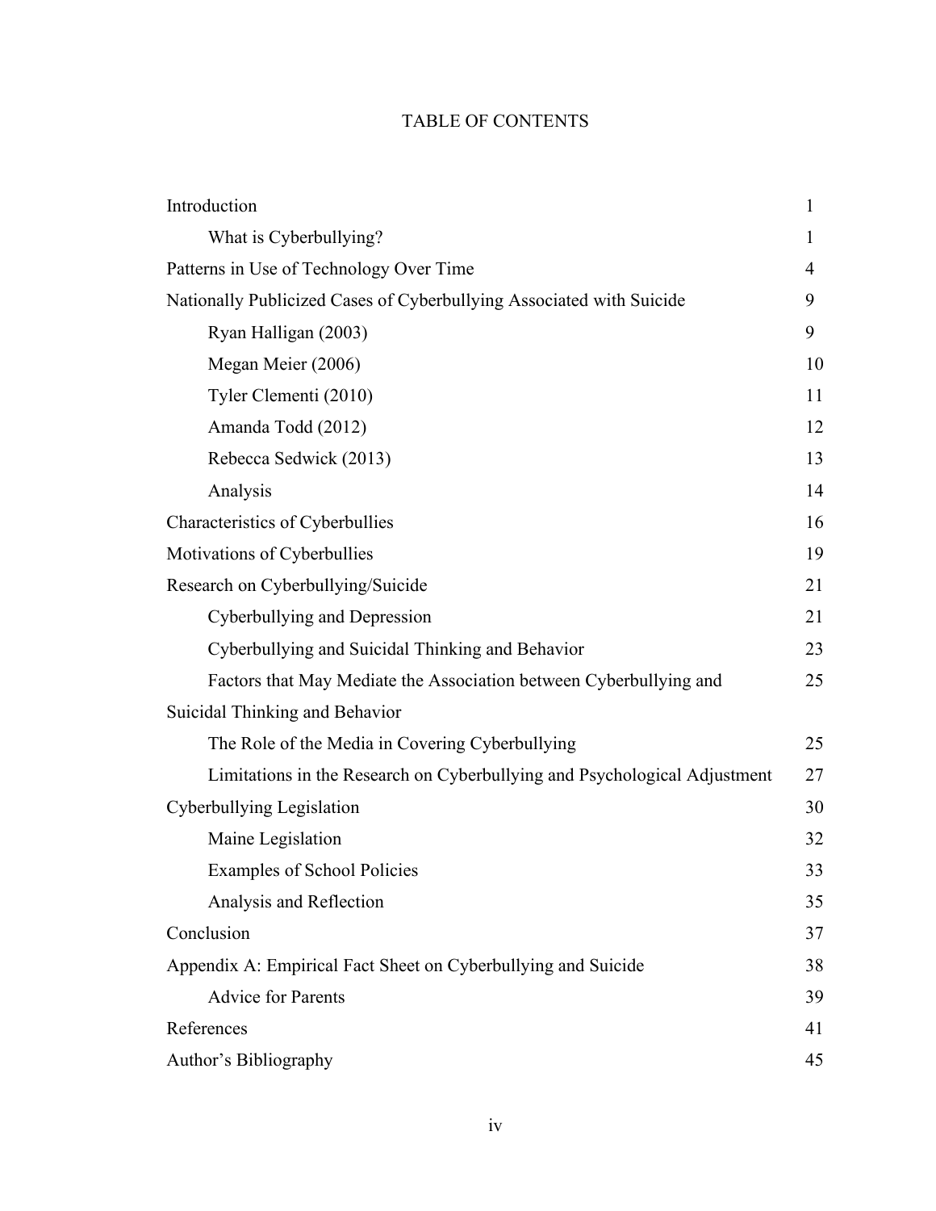# TABLE OF CONTENTS

| | |
|---|---|
| Introduction | 1 |
| What is Cyberbullying? | 1 |
| Patterns in Use of Technology Over Time | 4 |
| Nationally Publicized Cases of Cyberbullying Associated with Suicide | 9 |
| Ryan Halligan (2003) | 9 |
| Megan Meier (2006) | 10 |
| Tyler Clementi (2010) | 11 |
| Amanda Todd (2012) | 12 |
| Rebecca Sedwick (2013) | 13 |
| Analysis | 14 |
| Characteristics of Cyberbullies | 16 |
| Motivations of Cyberbullies | 19 |
| Research on Cyberbullying/Suicide | 21 |
| Cyberbullying and Depression | 21 |
| Cyberbullying and Suicidal Thinking and Behavior | 23 |
| Factors that May Mediate the Association between Cyberbullying and Suicidal Thinking and Behavior | 25 |
| The Role of the Media in Covering Cyberbullying | 25 |
| Limitations in the Research on Cyberbullying and Psychological Adjustment | 27 |
| Cyberbullying Legislation | 30 |
| Maine Legislation | 32 |
| Examples of School Policies | 33 |
| Analysis and Reflection | 35 |
| Conclusion | 37 |
| Appendix A: Empirical Fact Sheet on Cyberbullying and Suicide | 38 |
| Advice for Parents | 39 |
| References | 41 |
| Author's Bibliography | 45 |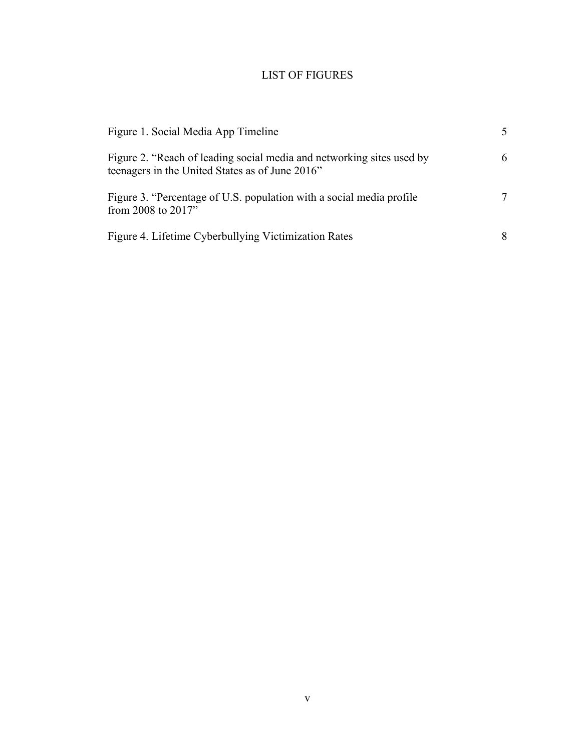# LIST OF FIGURES

| | |
|---|---|
| Figure 1. Social Media App Timeline | 5 |
| Figure 2. "Reach of leading social media and networking sites used by teenagers in the United States as of June 2016" | 6 |
| Figure 3. "Percentage of U.S. population with a social media profile from 2008 to 2017" | 7 |
| Figure 4. Lifetime Cyberbullying Victimization Rates | 8 |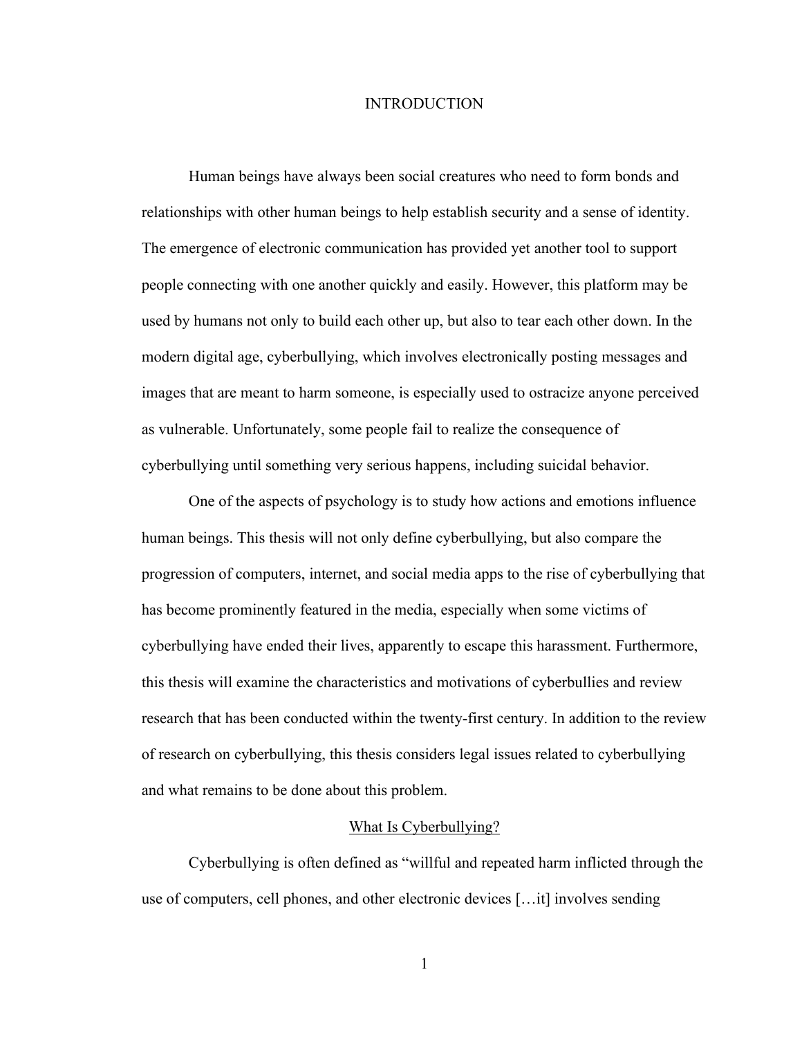# INTRODUCTION

Human beings have always been social creatures who need to form bonds and relationships with other human beings to help establish security and a sense of identity. The emergence of electronic communication has provided yet another tool to support people connecting with one another quickly and easily. However, this platform may be used by humans not only to build each other up, but also to tear each other down. In the modern digital age, cyberbullying, which involves electronically posting messages and images that are meant to harm someone, is especially used to ostracize anyone perceived as vulnerable. Unfortunately, some people fail to realize the consequence of cyberbullying until something very serious happens, including suicidal behavior.

One of the aspects of psychology is to study how actions and emotions influence human beings. This thesis will not only define cyberbullying, but also compare the progression of computers, internet, and social media apps to the rise of cyberbullying that has become prominently featured in the media, especially when some victims of cyberbullying have ended their lives, apparently to escape this harassment. Furthermore, this thesis will examine the characteristics and motivations of cyberbullies and review research that has been conducted within the twenty-first century. In addition to the review of research on cyberbullying, this thesis considers legal issues related to cyberbullying and what remains to be done about this problem.

## What Is Cyberbullying?

Cyberbullying is often defined as "willful and repeated harm inflicted through the use of computers, cell phones, and other electronic devices […it] involves sending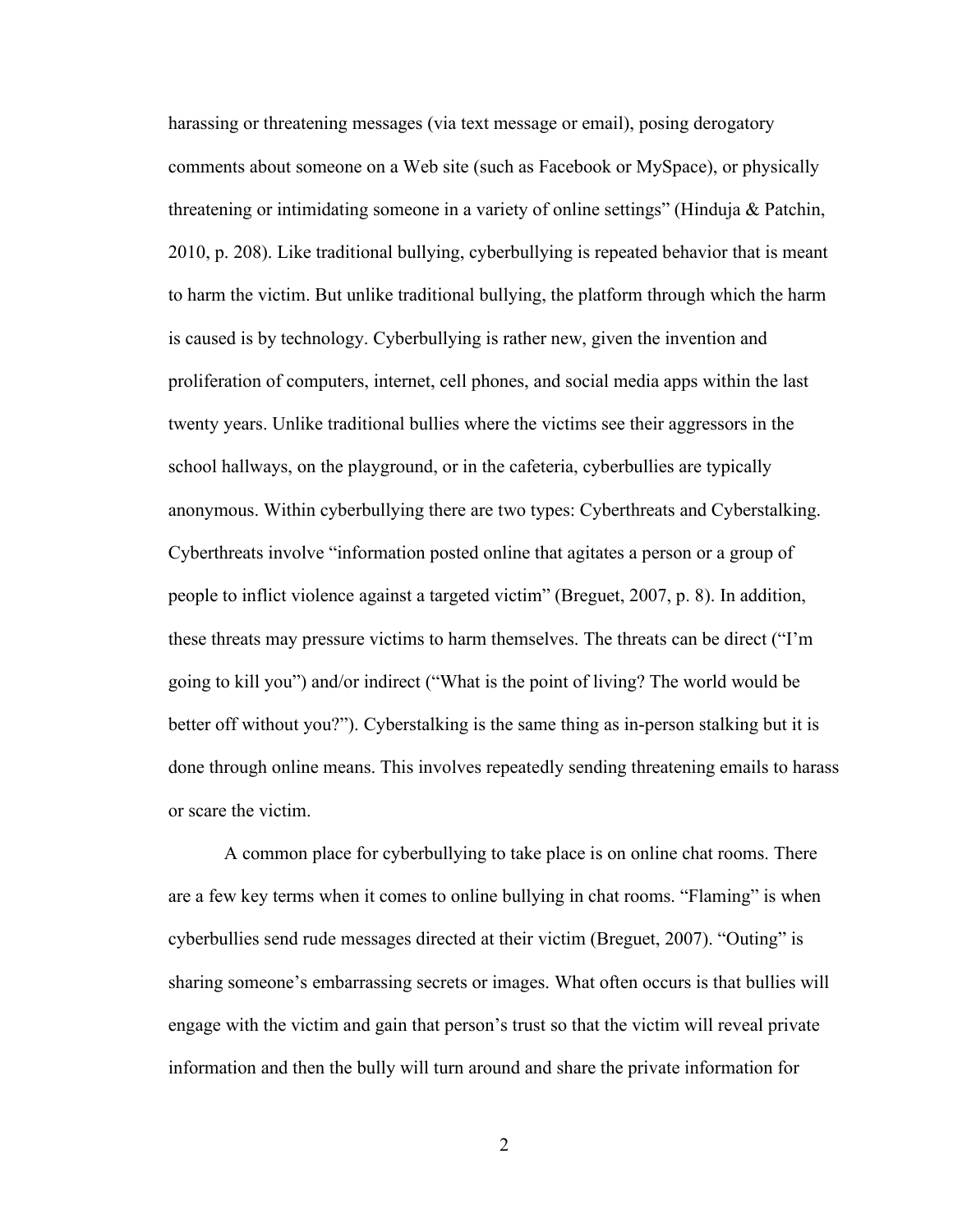harassing or threatening messages (via text message or email), posing derogatory comments about someone on a Web site (such as Facebook or MySpace), or physically threatening or intimidating someone in a variety of online settings" (Hinduja & Patchin, 2010, p. 208). Like traditional bullying, cyberbullying is repeated behavior that is meant to harm the victim. But unlike traditional bullying, the platform through which the harm is caused is by technology. Cyberbullying is rather new, given the invention and proliferation of computers, internet, cell phones, and social media apps within the last twenty years. Unlike traditional bullies where the victims see their aggressors in the school hallways, on the playground, or in the cafeteria, cyberbullies are typically anonymous. Within cyberbullying there are two types: Cyberthreats and Cyberstalking. Cyberthreats involve "information posted online that agitates a person or a group of people to inflict violence against a targeted victim" (Breguet, 2007, p. 8). In addition, these threats may pressure victims to harm themselves. The threats can be direct ("I'm going to kill you") and/or indirect ("What is the point of living? The world would be better off without you?"). Cyberstalking is the same thing as in-person stalking but it is done through online means. This involves repeatedly sending threatening emails to harass or scare the victim.

A common place for cyberbullying to take place is on online chat rooms. There are a few key terms when it comes to online bullying in chat rooms. "Flaming" is when cyberbullies send rude messages directed at their victim (Breguet, 2007). "Outing" is sharing someone's embarrassing secrets or images. What often occurs is that bullies will engage with the victim and gain that person's trust so that the victim will reveal private information and then the bully will turn around and share the private information for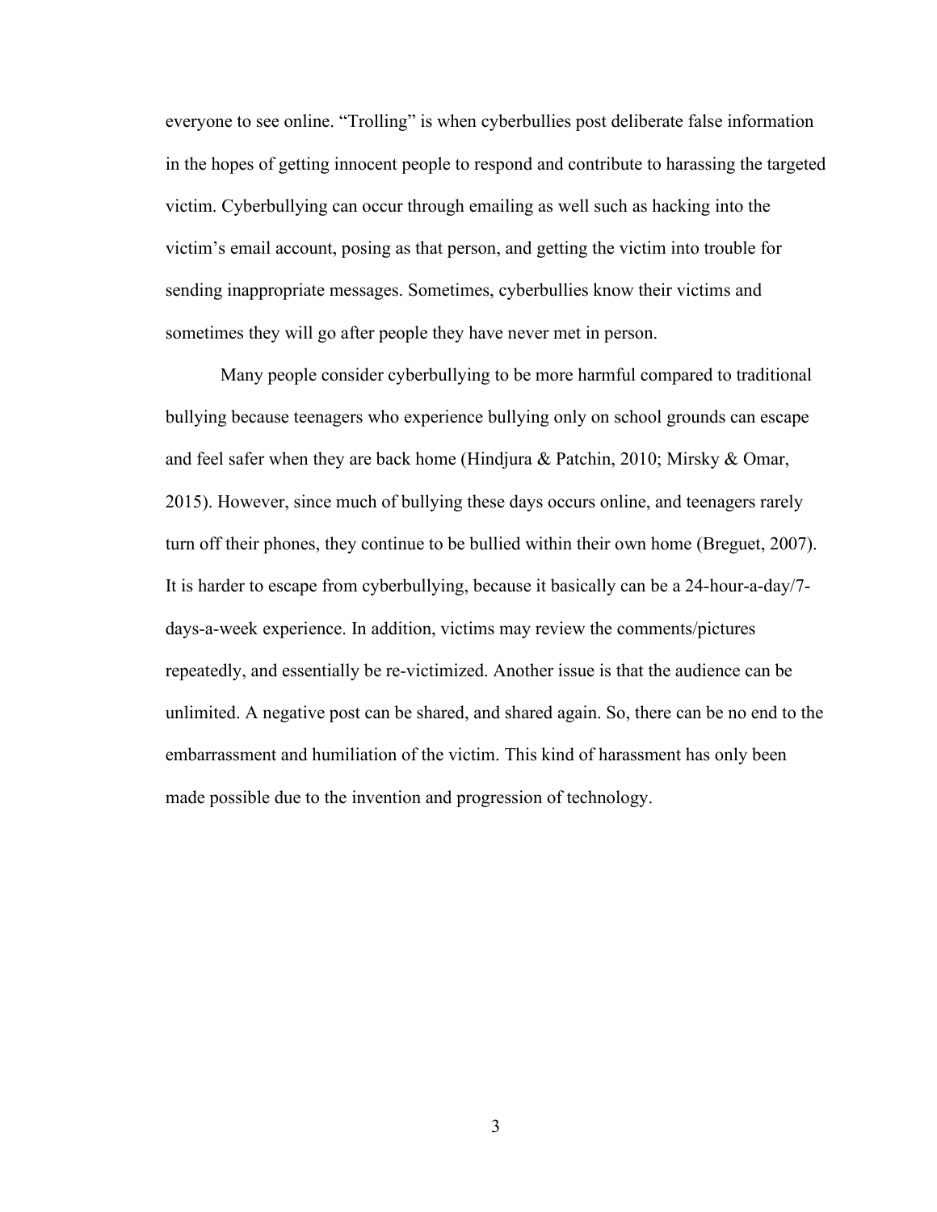everyone to see online. “Trolling” is when cyberbullies post deliberate false information in the hopes of getting innocent people to respond and contribute to harassing the targeted victim. Cyberbullying can occur through emailing as well such as hacking into the victim’s email account, posing as that person, and getting the victim into trouble for sending inappropriate messages. Sometimes, cyberbullies know their victims and sometimes they will go after people they have never met in person.

Many people consider cyberbullying to be more harmful compared to traditional bullying because teenagers who experience bullying only on school grounds can escape and feel safer when they are back home (Hindjura & Patchin, 2010; Mirsky & Omar, 2015). However, since much of bullying these days occurs online, and teenagers rarely turn off their phones, they continue to be bullied within their own home (Breguet, 2007). It is harder to escape from cyberbullying, because it basically can be a 24-hour-a-day/7-days-a-week experience. In addition, victims may review the comments/pictures repeatedly, and essentially be re-victimized. Another issue is that the audience can be unlimited. A negative post can be shared, and shared again. So, there can be no end to the embarrassment and humiliation of the victim. This kind of harassment has only been made possible due to the invention and progression of technology.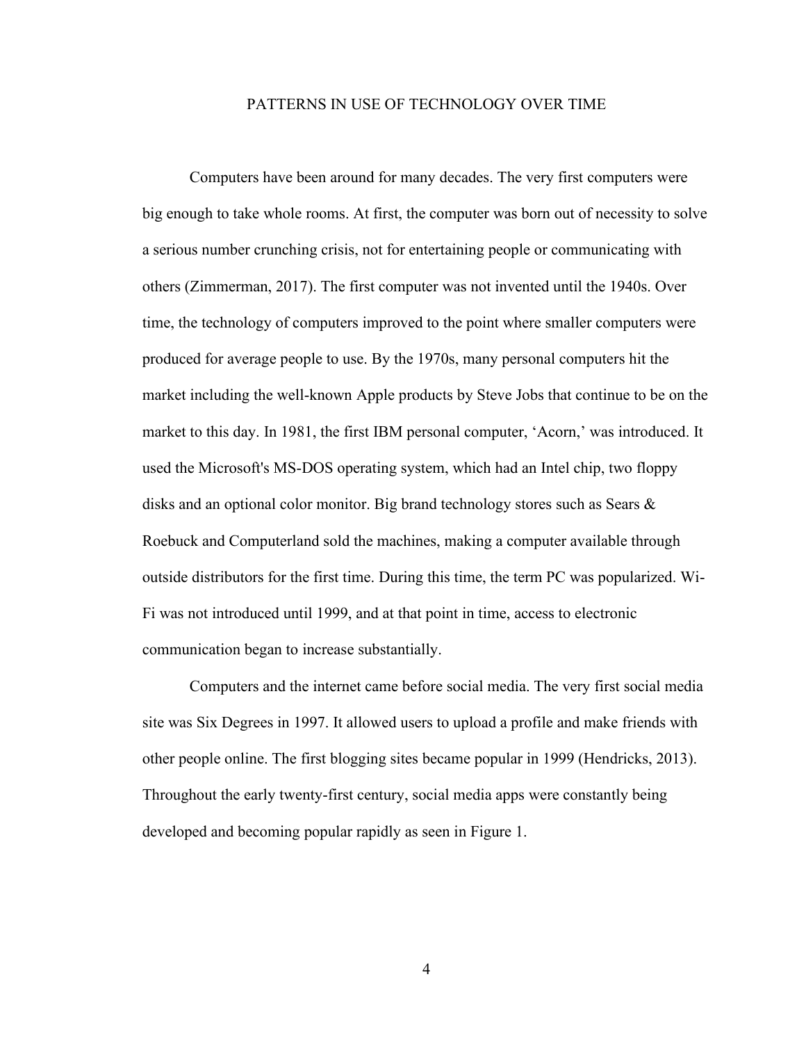# PATTERNS IN USE OF TECHNOLOGY OVER TIME

Computers have been around for many decades. The very first computers were big enough to take whole rooms. At first, the computer was born out of necessity to solve a serious number crunching crisis, not for entertaining people or communicating with others (Zimmerman, 2017). The first computer was not invented until the 1940s. Over time, the technology of computers improved to the point where smaller computers were produced for average people to use. By the 1970s, many personal computers hit the market including the well-known Apple products by Steve Jobs that continue to be on the market to this day. In 1981, the first IBM personal computer, 'Acorn,' was introduced. It used the Microsoft's MS-DOS operating system, which had an Intel chip, two floppy disks and an optional color monitor. Big brand technology stores such as Sears & Roebuck and Computerland sold the machines, making a computer available through outside distributors for the first time. During this time, the term PC was popularized. Wi-Fi was not introduced until 1999, and at that point in time, access to electronic communication began to increase substantially.

Computers and the internet came before social media. The very first social media site was Six Degrees in 1997. It allowed users to upload a profile and make friends with other people online. The first blogging sites became popular in 1999 (Hendricks, 2013). Throughout the early twenty-first century, social media apps were constantly being developed and becoming popular rapidly as seen in Figure 1.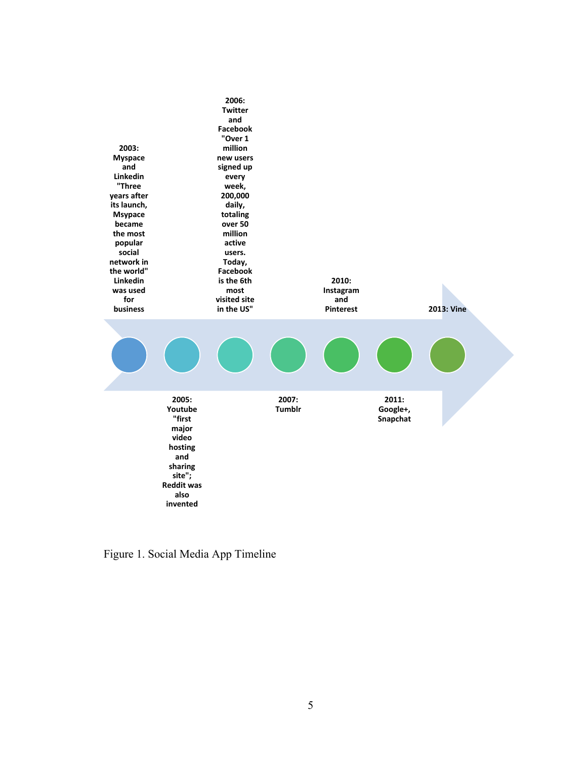2003: Myspace and Linkedin "Three years after its launch, Msypace became the most popular social network in the world" Linkedin was used for business

2005: Youtube "first major video hosting and sharing site"; Reddit was also invented

2006: Twitter and Facebook "Over 1 million new users signed up every week, 200,000 daily, totaling over 50 million active users. Today, Facebook is the 6th most visited site in the US"

2007: Tumblr

2010: Instagram and Pinterest

2011: Google+, Snapchat

2013: Vine

Figure 1. Social Media App Timeline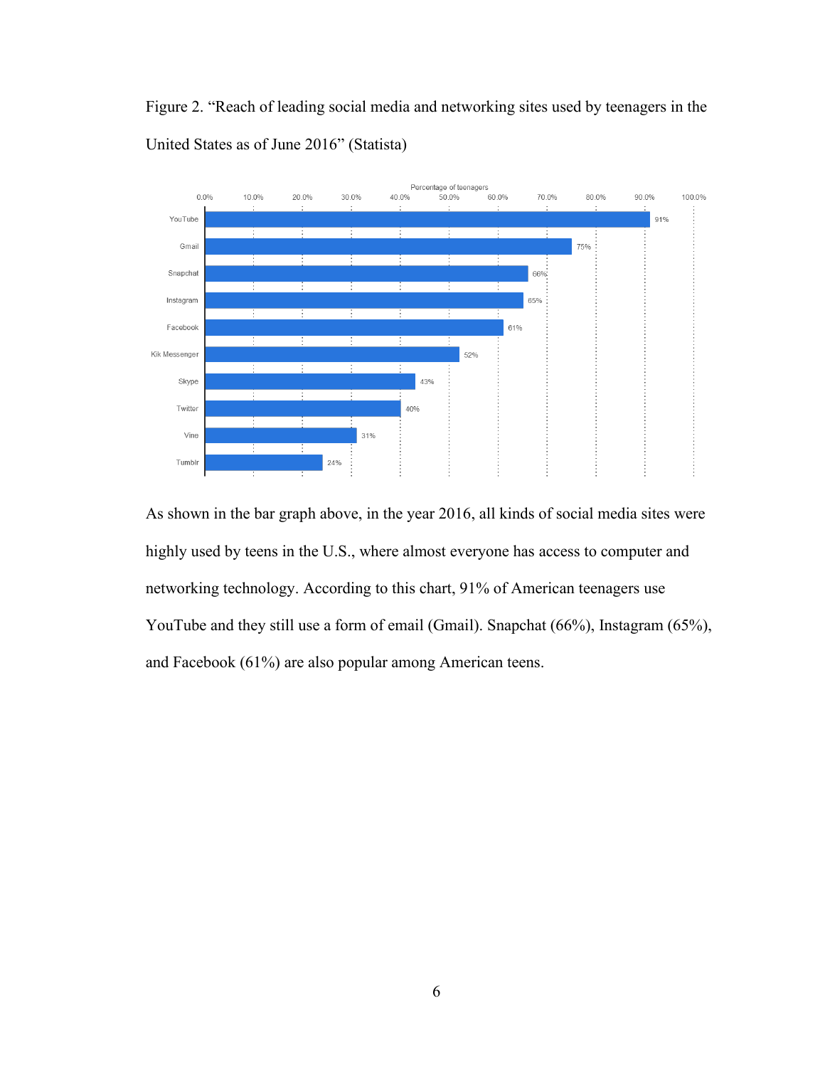Figure 2. "Reach of leading social media and networking sites used by teenagers in the United States as of June 2016" (Statista)

| Site | Percentage of teenagers |
|---|---|
| YouTube | 91% |
| Gmail | 75% |
| Snapchat | 66% |
| Instagram | 65% |
| Facebook | 61% |
| Kik Messenger | 52% |
| Skype | 43% |
| Twitter | 40% |
| Vine | 31% |
| Tumblr | 24% |

As shown in the bar graph above, in the year 2016, all kinds of social media sites were highly used by teens in the U.S., where almost everyone has access to computer and networking technology. According to this chart, 91% of American teenagers use YouTube and they still use a form of email (Gmail). Snapchat (66%), Instagram (65%), and Facebook (61%) are also popular among American teens.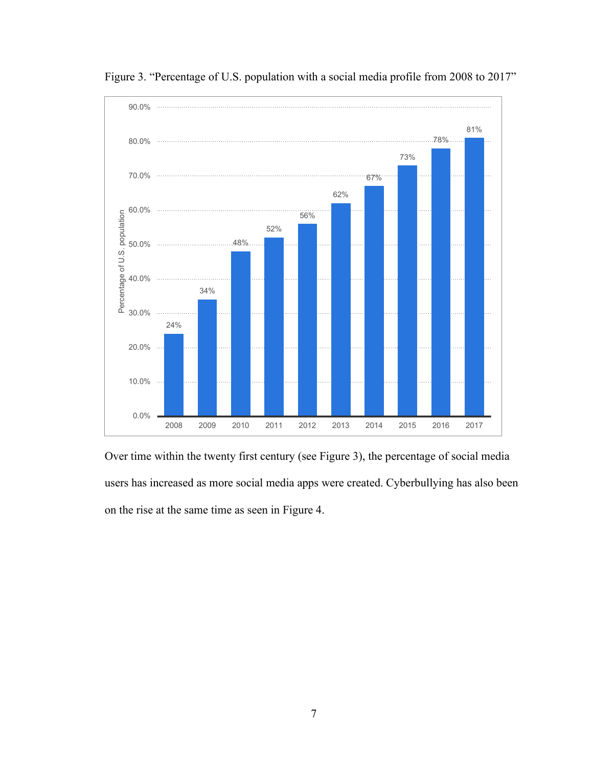Figure 3. "Percentage of U.S. population with a social media profile from 2008 to 2017"

| Year | Percentage of U.S. population |
|---|---|
| 2008 | 24% |
| 2009 | 34% |
| 2010 | 48% |
| 2011 | 52% |
| 2012 | 56% |
| 2013 | 62% |
| 2014 | 67% |
| 2015 | 73% |
| 2016 | 78% |
| 2017 | 81% |

Over time within the twenty first century (see Figure 3), the percentage of social media users has increased as more social media apps were created. Cyberbullying has also been on the rise at the same time as seen in Figure 4.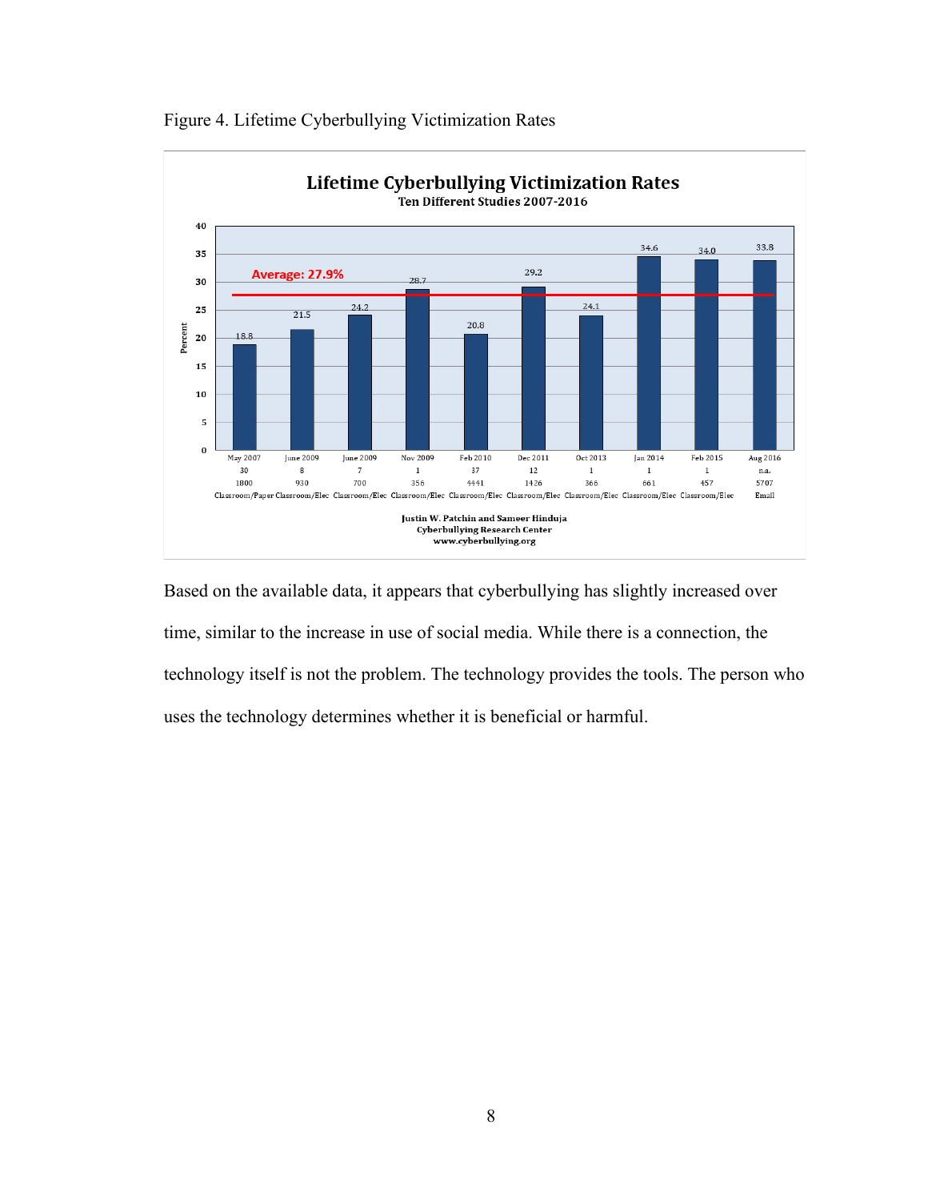Figure 4. Lifetime Cyberbullying Victimization Rates

**Lifetime Cyberbullying Victimization Rates**
Ten Different Studies 2007-2016

Average: 27.9%

| Date | Percent | | | Method |
|---|---|---|---|---|
| May 2007 | 18.8 | 30 | 1800 | Classroom/Paper |
| June 2009 | 21.5 | 8 | 930 | Classroom/Elec |
| June 2009 | 24.2 | 7 | 700 | Classroom/Elec |
| Nov 2009 | 28.7 | 1 | 356 | Classroom/Elec |
| Feb 2010 | 20.8 | 37 | 4441 | Classroom/Elec |
| Dec 2011 | 29.2 | 12 | 1426 | Classroom/Elec |
| Oct 2013 | 24.1 | 1 | 366 | Classroom/Elec |
| Jan 2014 | 34.6 | 1 | 661 | Classroom/Elec |
| Feb 2015 | 34.0 | 1 | 457 | Classroom/Elec |
| Aug 2016 | 33.8 | n.a. | 5707 | Email |

Justin W. Patchin and Sameer Hinduja
Cyberbullying Research Center
www.cyberbullying.org

Based on the available data, it appears that cyberbullying has slightly increased over time, similar to the increase in use of social media. While there is a connection, the technology itself is not the problem. The technology provides the tools. The person who uses the technology determines whether it is beneficial or harmful.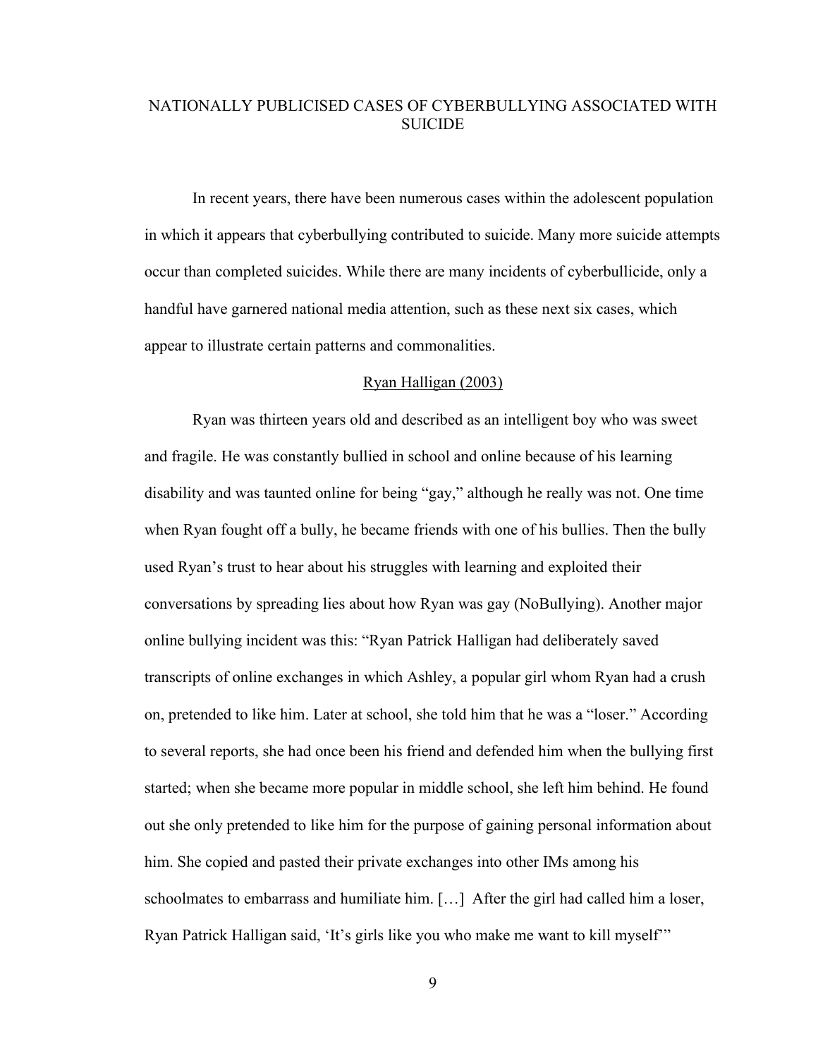# NATIONALLY PUBLICISED CASES OF CYBERBULLYING ASSOCIATED WITH SUICIDE

In recent years, there have been numerous cases within the adolescent population in which it appears that cyberbullying contributed to suicide. Many more suicide attempts occur than completed suicides. While there are many incidents of cyberbullicide, only a handful have garnered national media attention, such as these next six cases, which appear to illustrate certain patterns and commonalities.

## Ryan Halligan (2003)

Ryan was thirteen years old and described as an intelligent boy who was sweet and fragile. He was constantly bullied in school and online because of his learning disability and was taunted online for being "gay," although he really was not. One time when Ryan fought off a bully, he became friends with one of his bullies. Then the bully used Ryan's trust to hear about his struggles with learning and exploited their conversations by spreading lies about how Ryan was gay (NoBullying). Another major online bullying incident was this: "Ryan Patrick Halligan had deliberately saved transcripts of online exchanges in which Ashley, a popular girl whom Ryan had a crush on, pretended to like him. Later at school, she told him that he was a "loser." According to several reports, she had once been his friend and defended him when the bullying first started; when she became more popular in middle school, she left him behind. He found out she only pretended to like him for the purpose of gaining personal information about him. She copied and pasted their private exchanges into other IMs among his schoolmates to embarrass and humiliate him. […] After the girl had called him a loser, Ryan Patrick Halligan said, 'It's girls like you who make me want to kill myself'"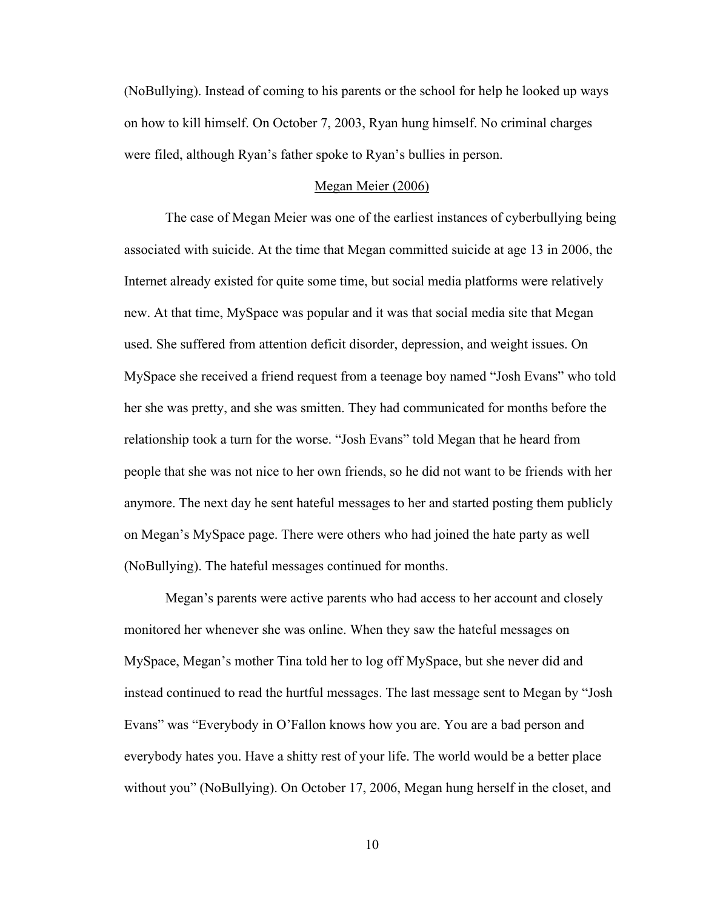(NoBullying). Instead of coming to his parents or the school for help he looked up ways on how to kill himself. On October 7, 2003, Ryan hung himself. No criminal charges were filed, although Ryan's father spoke to Ryan's bullies in person.

### Megan Meier (2006)

The case of Megan Meier was one of the earliest instances of cyberbullying being associated with suicide. At the time that Megan committed suicide at age 13 in 2006, the Internet already existed for quite some time, but social media platforms were relatively new. At that time, MySpace was popular and it was that social media site that Megan used. She suffered from attention deficit disorder, depression, and weight issues. On MySpace she received a friend request from a teenage boy named "Josh Evans" who told her she was pretty, and she was smitten. They had communicated for months before the relationship took a turn for the worse. "Josh Evans" told Megan that he heard from people that she was not nice to her own friends, so he did not want to be friends with her anymore. The next day he sent hateful messages to her and started posting them publicly on Megan's MySpace page. There were others who had joined the hate party as well (NoBullying). The hateful messages continued for months.

Megan's parents were active parents who had access to her account and closely monitored her whenever she was online. When they saw the hateful messages on MySpace, Megan's mother Tina told her to log off MySpace, but she never did and instead continued to read the hurtful messages. The last message sent to Megan by "Josh Evans" was "Everybody in O'Fallon knows how you are. You are a bad person and everybody hates you. Have a shitty rest of your life. The world would be a better place without you" (NoBullying). On October 17, 2006, Megan hung herself in the closet, and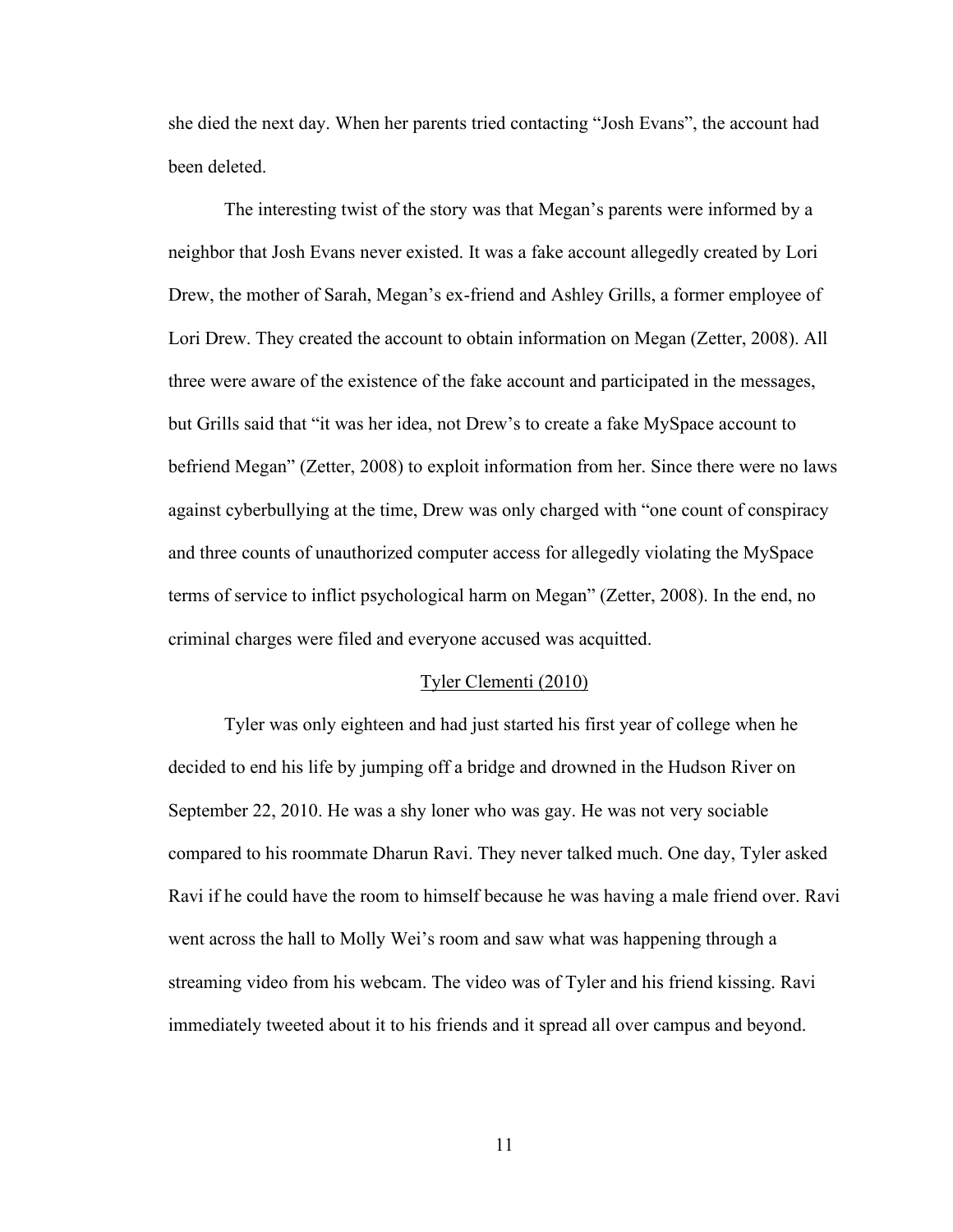she died the next day. When her parents tried contacting "Josh Evans", the account had been deleted.

The interesting twist of the story was that Megan's parents were informed by a neighbor that Josh Evans never existed. It was a fake account allegedly created by Lori Drew, the mother of Sarah, Megan's ex-friend and Ashley Grills, a former employee of Lori Drew. They created the account to obtain information on Megan (Zetter, 2008). All three were aware of the existence of the fake account and participated in the messages, but Grills said that "it was her idea, not Drew's to create a fake MySpace account to befriend Megan" (Zetter, 2008) to exploit information from her. Since there were no laws against cyberbullying at the time, Drew was only charged with "one count of conspiracy and three counts of unauthorized computer access for allegedly violating the MySpace terms of service to inflict psychological harm on Megan" (Zetter, 2008). In the end, no criminal charges were filed and everyone accused was acquitted.

### Tyler Clementi (2010)

Tyler was only eighteen and had just started his first year of college when he decided to end his life by jumping off a bridge and drowned in the Hudson River on September 22, 2010. He was a shy loner who was gay. He was not very sociable compared to his roommate Dharun Ravi. They never talked much. One day, Tyler asked Ravi if he could have the room to himself because he was having a male friend over. Ravi went across the hall to Molly Wei's room and saw what was happening through a streaming video from his webcam. The video was of Tyler and his friend kissing. Ravi immediately tweeted about it to his friends and it spread all over campus and beyond.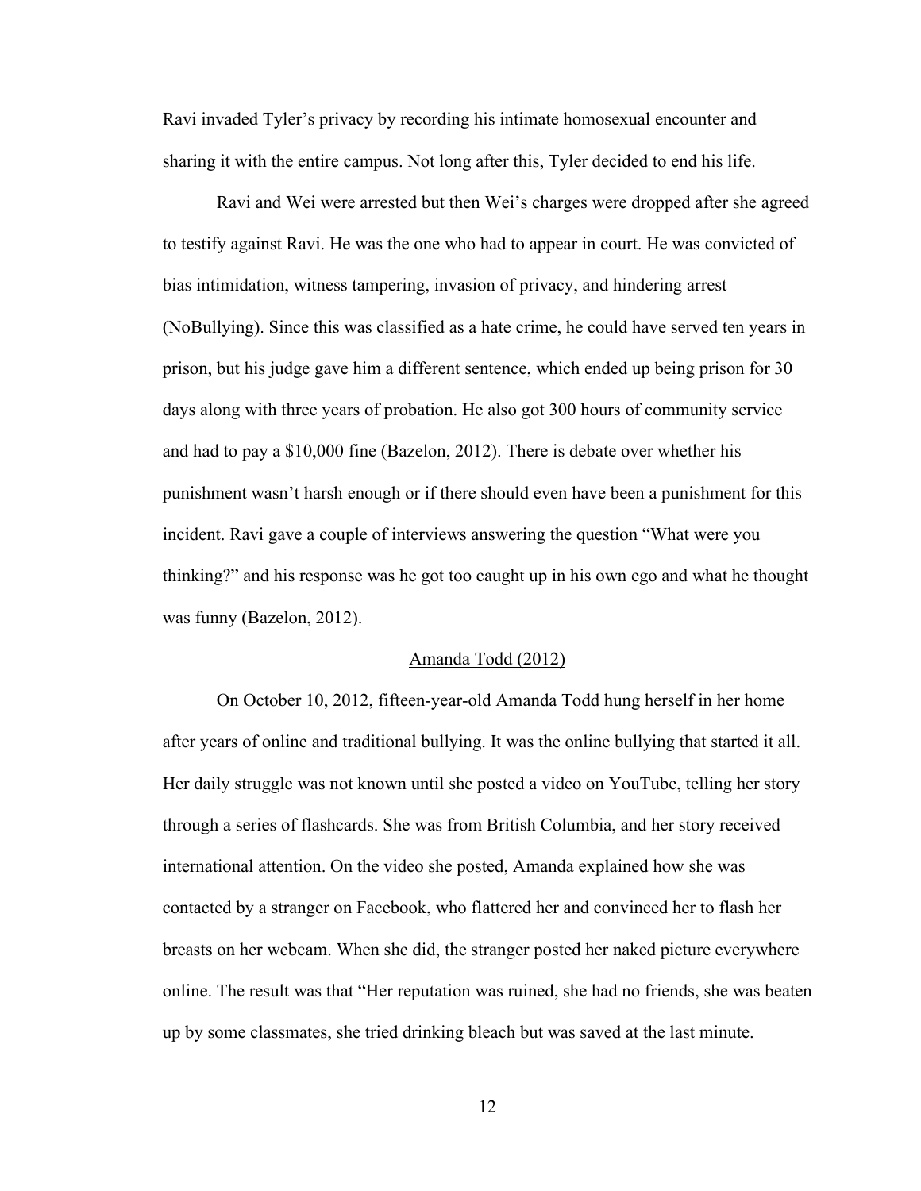Ravi invaded Tyler's privacy by recording his intimate homosexual encounter and sharing it with the entire campus. Not long after this, Tyler decided to end his life.

Ravi and Wei were arrested but then Wei's charges were dropped after she agreed to testify against Ravi. He was the one who had to appear in court. He was convicted of bias intimidation, witness tampering, invasion of privacy, and hindering arrest (NoBullying). Since this was classified as a hate crime, he could have served ten years in prison, but his judge gave him a different sentence, which ended up being prison for 30 days along with three years of probation. He also got 300 hours of community service and had to pay a $10,000 fine (Bazelon, 2012). There is debate over whether his punishment wasn't harsh enough or if there should even have been a punishment for this incident. Ravi gave a couple of interviews answering the question "What were you thinking?" and his response was he got too caught up in his own ego and what he thought was funny (Bazelon, 2012).

## Amanda Todd (2012)

On October 10, 2012, fifteen-year-old Amanda Todd hung herself in her home after years of online and traditional bullying. It was the online bullying that started it all. Her daily struggle was not known until she posted a video on YouTube, telling her story through a series of flashcards. She was from British Columbia, and her story received international attention. On the video she posted, Amanda explained how she was contacted by a stranger on Facebook, who flattered her and convinced her to flash her breasts on her webcam. When she did, the stranger posted her naked picture everywhere online. The result was that "Her reputation was ruined, she had no friends, she was beaten up by some classmates, she tried drinking bleach but was saved at the last minute.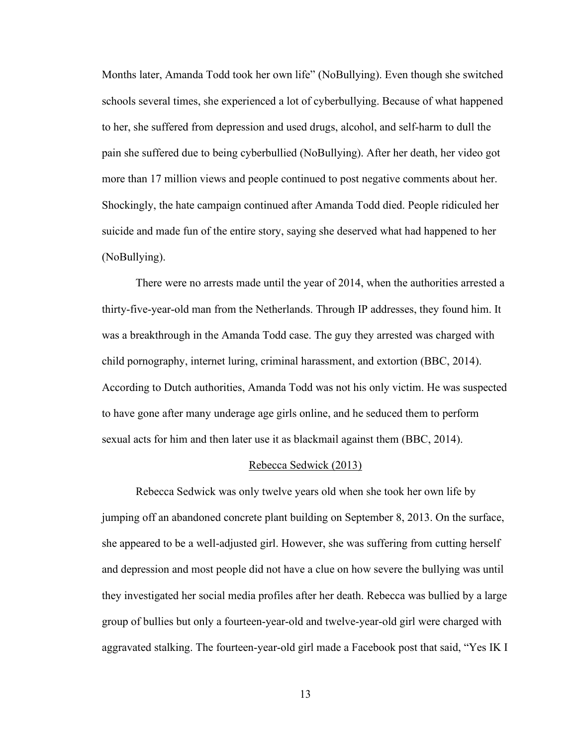Months later, Amanda Todd took her own life" (NoBullying). Even though she switched schools several times, she experienced a lot of cyberbullying. Because of what happened to her, she suffered from depression and used drugs, alcohol, and self-harm to dull the pain she suffered due to being cyberbullied (NoBullying). After her death, her video got more than 17 million views and people continued to post negative comments about her. Shockingly, the hate campaign continued after Amanda Todd died. People ridiculed her suicide and made fun of the entire story, saying she deserved what had happened to her (NoBullying).

There were no arrests made until the year of 2014, when the authorities arrested a thirty-five-year-old man from the Netherlands. Through IP addresses, they found him. It was a breakthrough in the Amanda Todd case. The guy they arrested was charged with child pornography, internet luring, criminal harassment, and extortion (BBC, 2014). According to Dutch authorities, Amanda Todd was not his only victim. He was suspected to have gone after many underage age girls online, and he seduced them to perform sexual acts for him and then later use it as blackmail against them (BBC, 2014).

<u>Rebecca Sedwick (2013)</u>

Rebecca Sedwick was only twelve years old when she took her own life by jumping off an abandoned concrete plant building on September 8, 2013. On the surface, she appeared to be a well-adjusted girl. However, she was suffering from cutting herself and depression and most people did not have a clue on how severe the bullying was until they investigated her social media profiles after her death. Rebecca was bullied by a large group of bullies but only a fourteen-year-old and twelve-year-old girl were charged with aggravated stalking. The fourteen-year-old girl made a Facebook post that said, "Yes IK I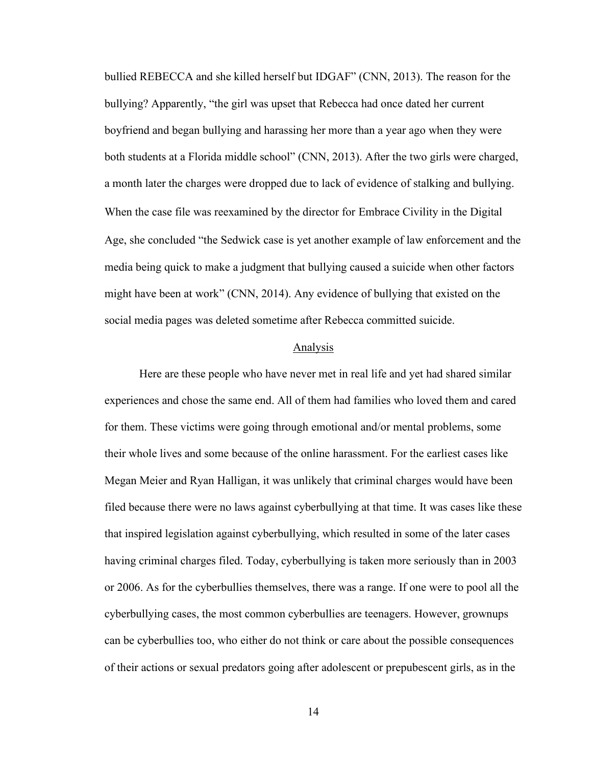bullied REBECCA and she killed herself but IDGAF" (CNN, 2013). The reason for the bullying? Apparently, "the girl was upset that Rebecca had once dated her current boyfriend and began bullying and harassing her more than a year ago when they were both students at a Florida middle school" (CNN, 2013). After the two girls were charged, a month later the charges were dropped due to lack of evidence of stalking and bullying. When the case file was reexamined by the director for Embrace Civility in the Digital Age, she concluded "the Sedwick case is yet another example of law enforcement and the media being quick to make a judgment that bullying caused a suicide when other factors might have been at work" (CNN, 2014). Any evidence of bullying that existed on the social media pages was deleted sometime after Rebecca committed suicide.

## Analysis

Here are these people who have never met in real life and yet had shared similar experiences and chose the same end. All of them had families who loved them and cared for them. These victims were going through emotional and/or mental problems, some their whole lives and some because of the online harassment. For the earliest cases like Megan Meier and Ryan Halligan, it was unlikely that criminal charges would have been filed because there were no laws against cyberbullying at that time. It was cases like these that inspired legislation against cyberbullying, which resulted in some of the later cases having criminal charges filed. Today, cyberbullying is taken more seriously than in 2003 or 2006. As for the cyberbullies themselves, there was a range. If one were to pool all the cyberbullying cases, the most common cyberbullies are teenagers. However, grownups can be cyberbullies too, who either do not think or care about the possible consequences of their actions or sexual predators going after adolescent or prepubescent girls, as in the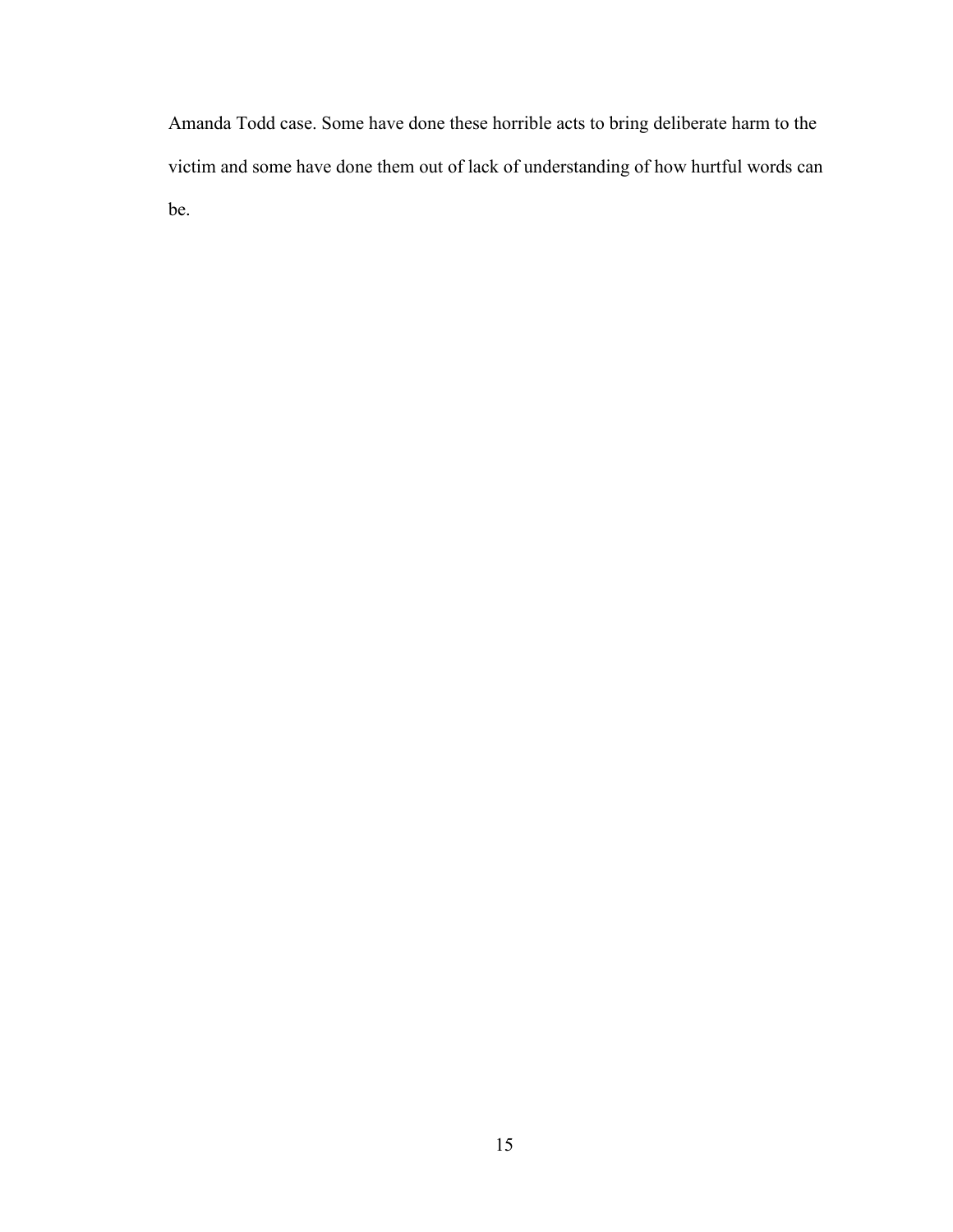Amanda Todd case. Some have done these horrible acts to bring deliberate harm to the victim and some have done them out of lack of understanding of how hurtful words can be.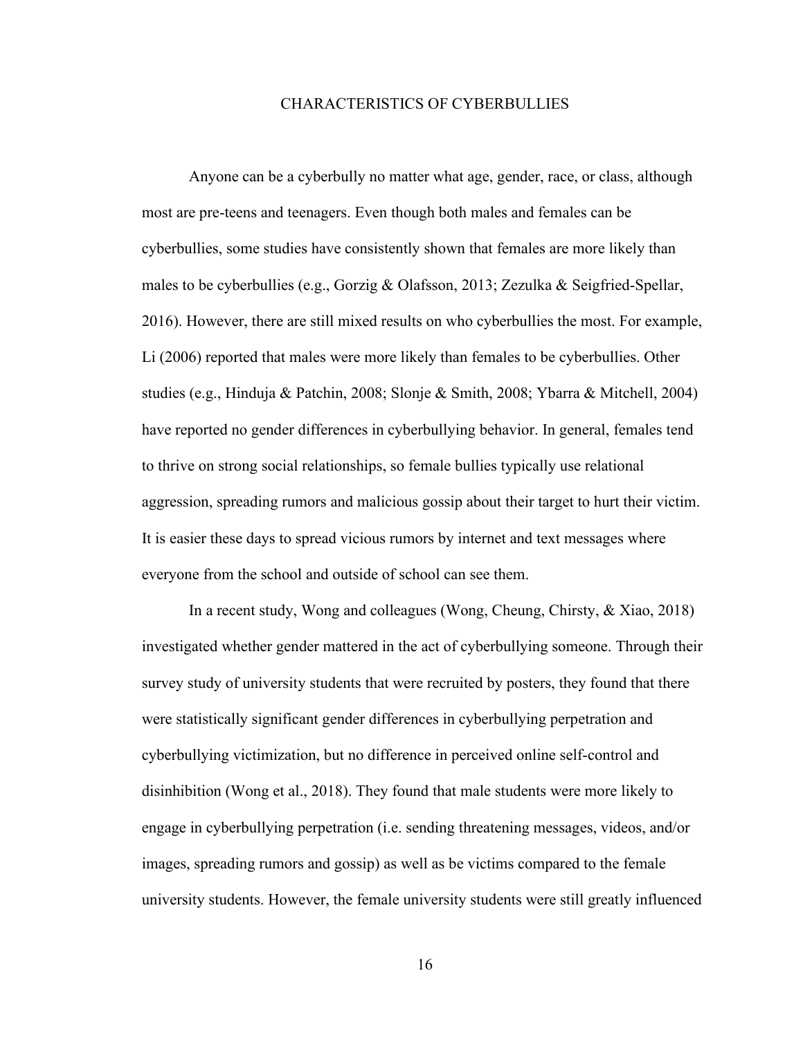## CHARACTERISTICS OF CYBERBULLIES

Anyone can be a cyberbully no matter what age, gender, race, or class, although most are pre-teens and teenagers. Even though both males and females can be cyberbullies, some studies have consistently shown that females are more likely than males to be cyberbullies (e.g., Gorzig & Olafsson, 2013; Zezulka & Seigfried-Spellar, 2016). However, there are still mixed results on who cyberbullies the most. For example, Li (2006) reported that males were more likely than females to be cyberbullies. Other studies (e.g., Hinduja & Patchin, 2008; Slonje & Smith, 2008; Ybarra & Mitchell, 2004) have reported no gender differences in cyberbullying behavior. In general, females tend to thrive on strong social relationships, so female bullies typically use relational aggression, spreading rumors and malicious gossip about their target to hurt their victim. It is easier these days to spread vicious rumors by internet and text messages where everyone from the school and outside of school can see them.

In a recent study, Wong and colleagues (Wong, Cheung, Chirsty, & Xiao, 2018) investigated whether gender mattered in the act of cyberbullying someone. Through their survey study of university students that were recruited by posters, they found that there were statistically significant gender differences in cyberbullying perpetration and cyberbullying victimization, but no difference in perceived online self-control and disinhibition (Wong et al., 2018). They found that male students were more likely to engage in cyberbullying perpetration (i.e. sending threatening messages, videos, and/or images, spreading rumors and gossip) as well as be victims compared to the female university students. However, the female university students were still greatly influenced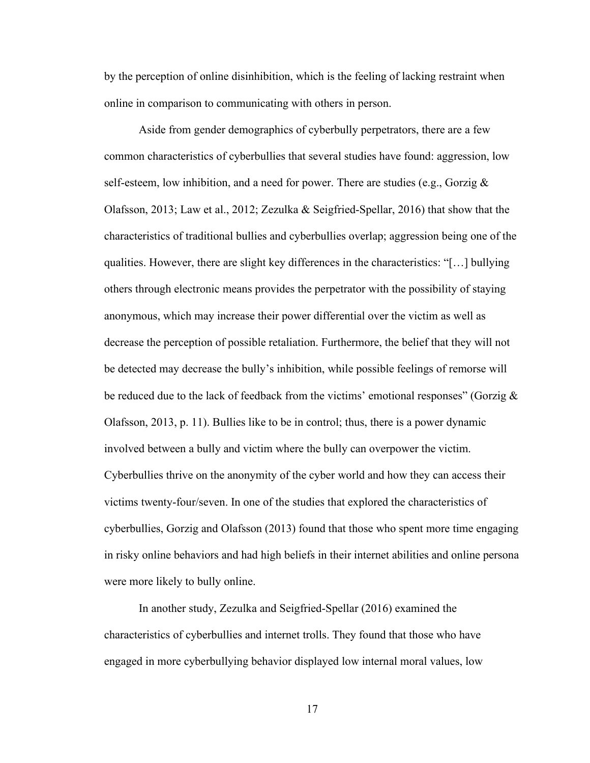by the perception of online disinhibition, which is the feeling of lacking restraint when online in comparison to communicating with others in person.

Aside from gender demographics of cyberbully perpetrators, there are a few common characteristics of cyberbullies that several studies have found: aggression, low self-esteem, low inhibition, and a need for power. There are studies (e.g., Gorzig & Olafsson, 2013; Law et al., 2012; Zezulka & Seigfried-Spellar, 2016) that show that the characteristics of traditional bullies and cyberbullies overlap; aggression being one of the qualities. However, there are slight key differences in the characteristics: "[…] bullying others through electronic means provides the perpetrator with the possibility of staying anonymous, which may increase their power differential over the victim as well as decrease the perception of possible retaliation. Furthermore, the belief that they will not be detected may decrease the bully's inhibition, while possible feelings of remorse will be reduced due to the lack of feedback from the victims' emotional responses" (Gorzig & Olafsson, 2013, p. 11). Bullies like to be in control; thus, there is a power dynamic involved between a bully and victim where the bully can overpower the victim. Cyberbullies thrive on the anonymity of the cyber world and how they can access their victims twenty-four/seven. In one of the studies that explored the characteristics of cyberbullies, Gorzig and Olafsson (2013) found that those who spent more time engaging in risky online behaviors and had high beliefs in their internet abilities and online persona were more likely to bully online.

In another study, Zezulka and Seigfried-Spellar (2016) examined the characteristics of cyberbullies and internet trolls. They found that those who have engaged in more cyberbullying behavior displayed low internal moral values, low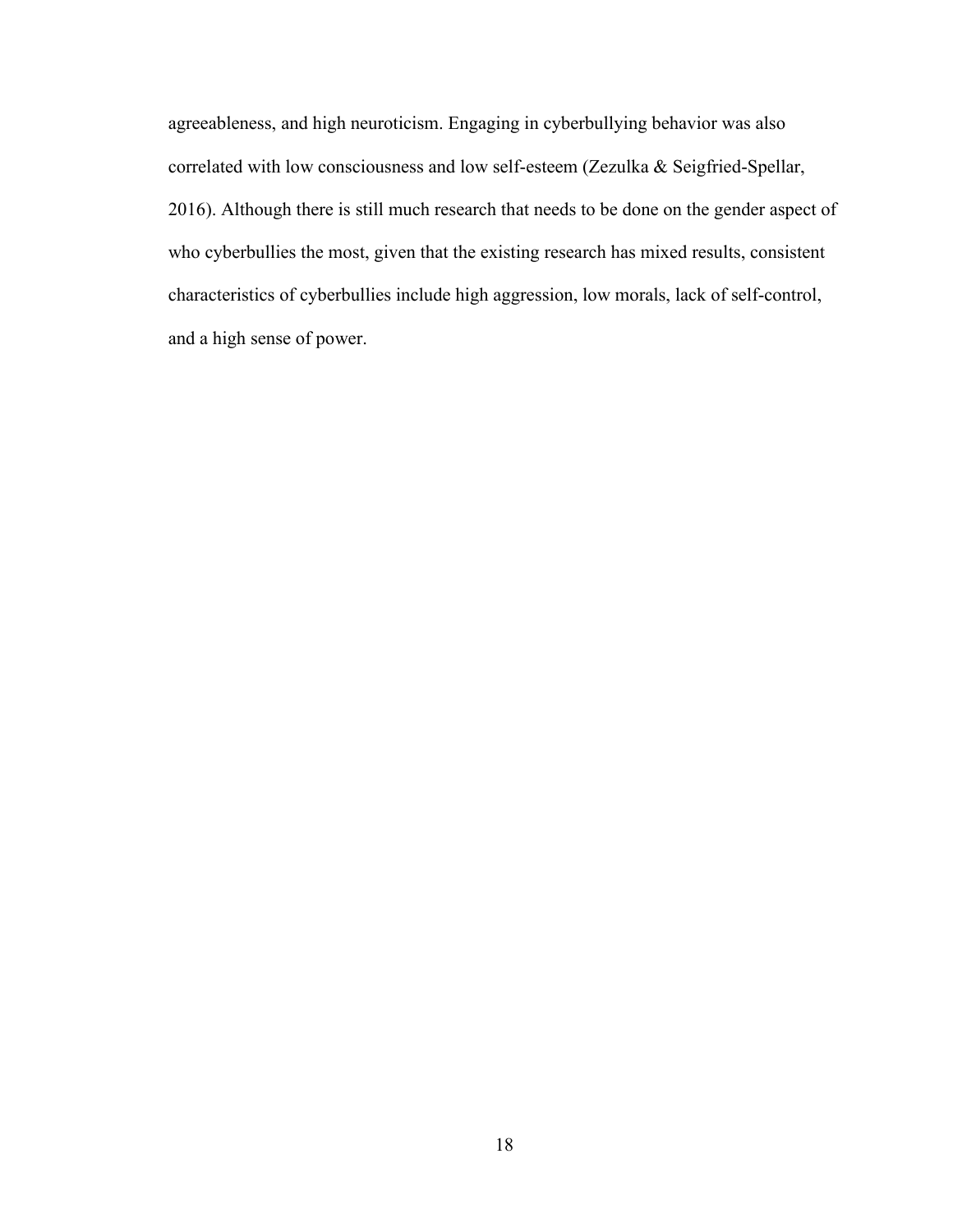agreeableness, and high neuroticism. Engaging in cyberbullying behavior was also correlated with low consciousness and low self-esteem (Zezulka & Seigfried-Spellar, 2016). Although there is still much research that needs to be done on the gender aspect of who cyberbullies the most, given that the existing research has mixed results, consistent characteristics of cyberbullies include high aggression, low morals, lack of self-control, and a high sense of power.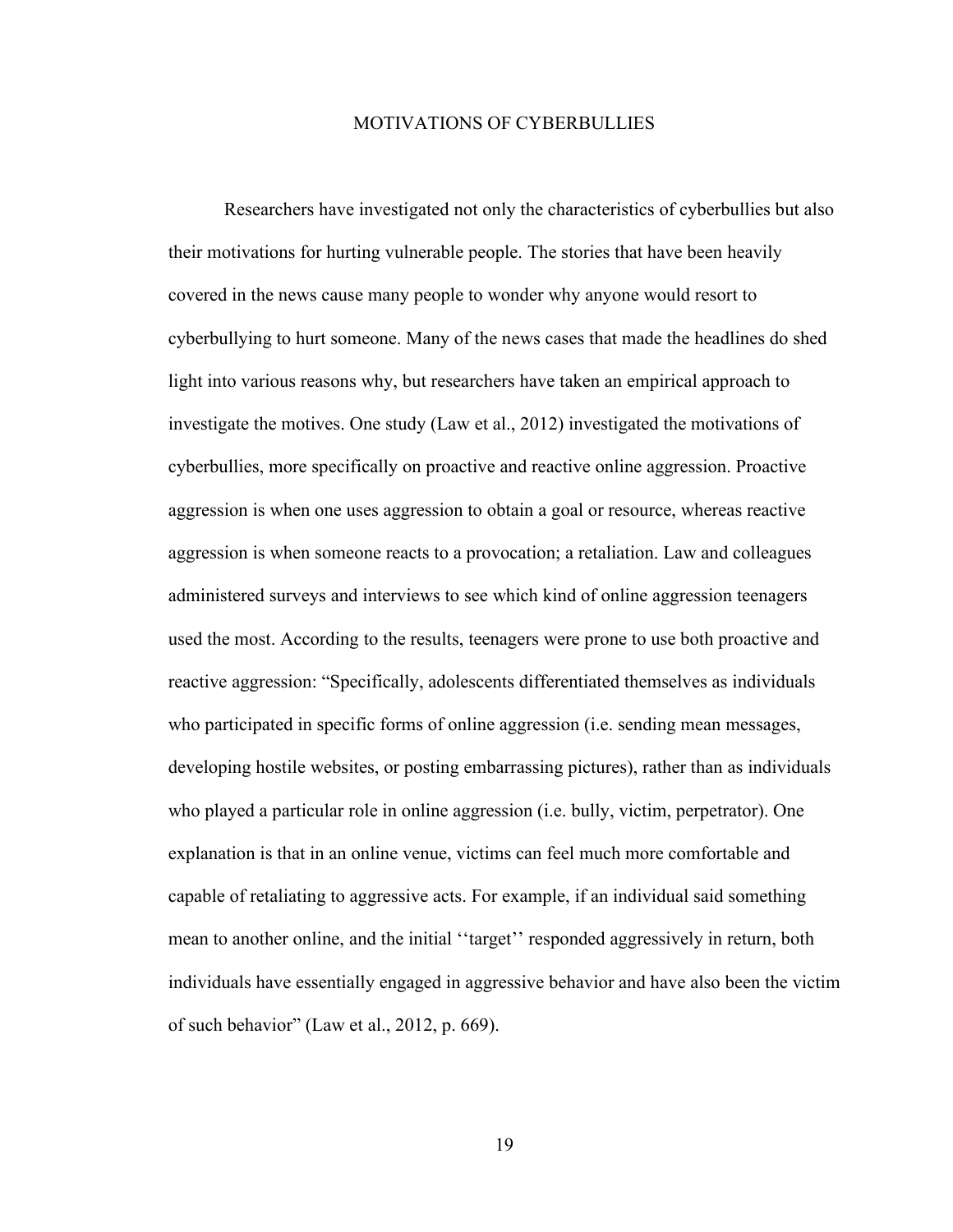## MOTIVATIONS OF CYBERBULLIES

Researchers have investigated not only the characteristics of cyberbullies but also their motivations for hurting vulnerable people. The stories that have been heavily covered in the news cause many people to wonder why anyone would resort to cyberbullying to hurt someone. Many of the news cases that made the headlines do shed light into various reasons why, but researchers have taken an empirical approach to investigate the motives. One study (Law et al., 2012) investigated the motivations of cyberbullies, more specifically on proactive and reactive online aggression. Proactive aggression is when one uses aggression to obtain a goal or resource, whereas reactive aggression is when someone reacts to a provocation; a retaliation. Law and colleagues administered surveys and interviews to see which kind of online aggression teenagers used the most. According to the results, teenagers were prone to use both proactive and reactive aggression: "Specifically, adolescents differentiated themselves as individuals who participated in specific forms of online aggression (i.e. sending mean messages, developing hostile websites, or posting embarrassing pictures), rather than as individuals who played a particular role in online aggression (i.e. bully, victim, perpetrator). One explanation is that in an online venue, victims can feel much more comfortable and capable of retaliating to aggressive acts. For example, if an individual said something mean to another online, and the initial ''target'' responded aggressively in return, both individuals have essentially engaged in aggressive behavior and have also been the victim of such behavior" (Law et al., 2012, p. 669).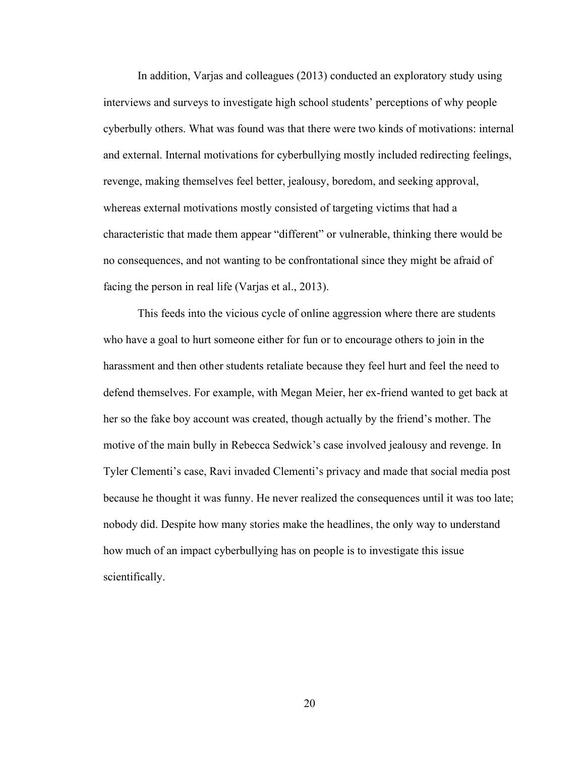In addition, Varjas and colleagues (2013) conducted an exploratory study using interviews and surveys to investigate high school students' perceptions of why people cyberbully others. What was found was that there were two kinds of motivations: internal and external. Internal motivations for cyberbullying mostly included redirecting feelings, revenge, making themselves feel better, jealousy, boredom, and seeking approval, whereas external motivations mostly consisted of targeting victims that had a characteristic that made them appear "different" or vulnerable, thinking there would be no consequences, and not wanting to be confrontational since they might be afraid of facing the person in real life (Varjas et al., 2013).

This feeds into the vicious cycle of online aggression where there are students who have a goal to hurt someone either for fun or to encourage others to join in the harassment and then other students retaliate because they feel hurt and feel the need to defend themselves. For example, with Megan Meier, her ex-friend wanted to get back at her so the fake boy account was created, though actually by the friend's mother. The motive of the main bully in Rebecca Sedwick's case involved jealousy and revenge. In Tyler Clementi's case, Ravi invaded Clementi's privacy and made that social media post because he thought it was funny. He never realized the consequences until it was too late; nobody did. Despite how many stories make the headlines, the only way to understand how much of an impact cyberbullying has on people is to investigate this issue scientifically.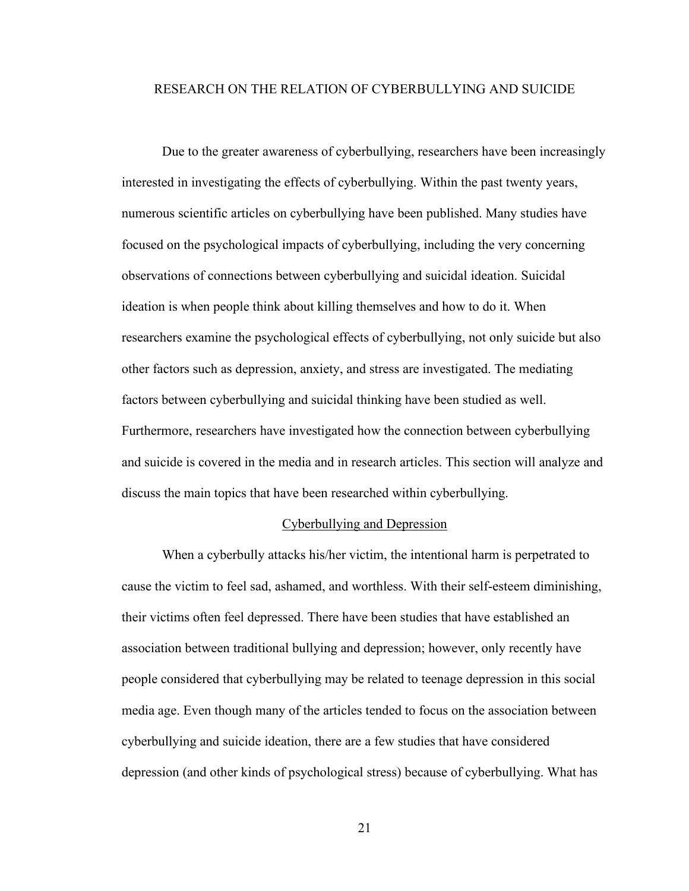# RESEARCH ON THE RELATION OF CYBERBULLYING AND SUICIDE

Due to the greater awareness of cyberbullying, researchers have been increasingly interested in investigating the effects of cyberbullying. Within the past twenty years, numerous scientific articles on cyberbullying have been published. Many studies have focused on the psychological impacts of cyberbullying, including the very concerning observations of connections between cyberbullying and suicidal ideation. Suicidal ideation is when people think about killing themselves and how to do it. When researchers examine the psychological effects of cyberbullying, not only suicide but also other factors such as depression, anxiety, and stress are investigated. The mediating factors between cyberbullying and suicidal thinking have been studied as well. Furthermore, researchers have investigated how the connection between cyberbullying and suicide is covered in the media and in research articles. This section will analyze and discuss the main topics that have been researched within cyberbullying.

## Cyberbullying and Depression

When a cyberbully attacks his/her victim, the intentional harm is perpetrated to cause the victim to feel sad, ashamed, and worthless. With their self-esteem diminishing, their victims often feel depressed. There have been studies that have established an association between traditional bullying and depression; however, only recently have people considered that cyberbullying may be related to teenage depression in this social media age. Even though many of the articles tended to focus on the association between cyberbullying and suicide ideation, there are a few studies that have considered depression (and other kinds of psychological stress) because of cyberbullying. What has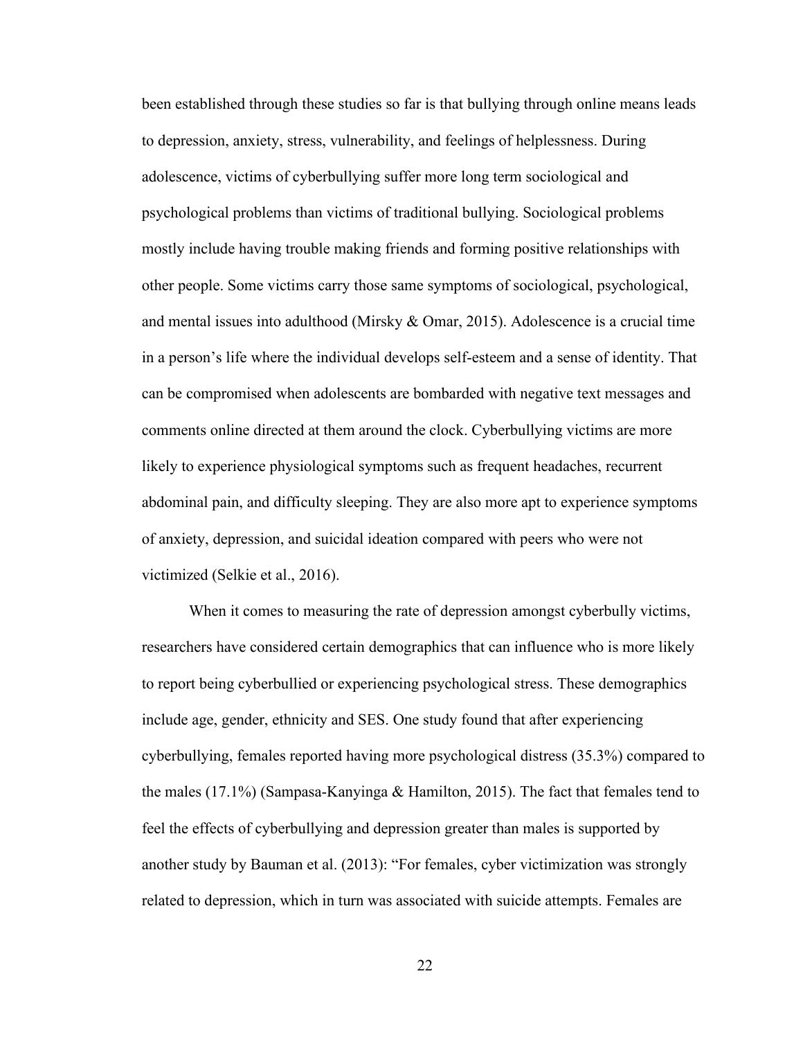been established through these studies so far is that bullying through online means leads to depression, anxiety, stress, vulnerability, and feelings of helplessness. During adolescence, victims of cyberbullying suffer more long term sociological and psychological problems than victims of traditional bullying. Sociological problems mostly include having trouble making friends and forming positive relationships with other people. Some victims carry those same symptoms of sociological, psychological, and mental issues into adulthood (Mirsky & Omar, 2015). Adolescence is a crucial time in a person's life where the individual develops self-esteem and a sense of identity. That can be compromised when adolescents are bombarded with negative text messages and comments online directed at them around the clock. Cyberbullying victims are more likely to experience physiological symptoms such as frequent headaches, recurrent abdominal pain, and difficulty sleeping. They are also more apt to experience symptoms of anxiety, depression, and suicidal ideation compared with peers who were not victimized (Selkie et al., 2016).

When it comes to measuring the rate of depression amongst cyberbully victims, researchers have considered certain demographics that can influence who is more likely to report being cyberbullied or experiencing psychological stress. These demographics include age, gender, ethnicity and SES. One study found that after experiencing cyberbullying, females reported having more psychological distress (35.3%) compared to the males (17.1%) (Sampasa-Kanyinga & Hamilton, 2015). The fact that females tend to feel the effects of cyberbullying and depression greater than males is supported by another study by Bauman et al. (2013): "For females, cyber victimization was strongly related to depression, which in turn was associated with suicide attempts. Females are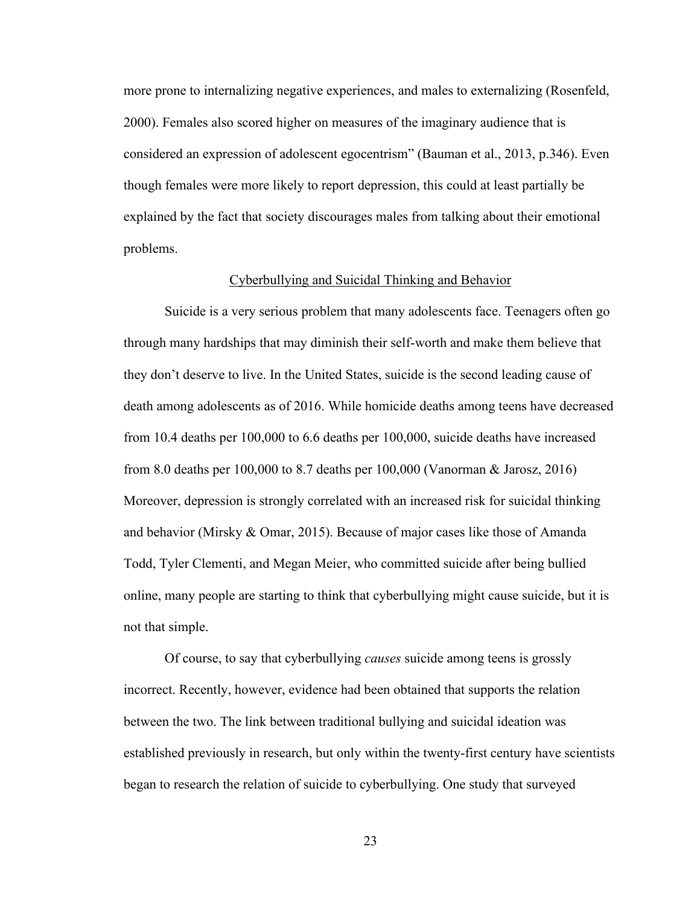more prone to internalizing negative experiences, and males to externalizing (Rosenfeld, 2000). Females also scored higher on measures of the imaginary audience that is considered an expression of adolescent egocentrism" (Bauman et al., 2013, p.346). Even though females were more likely to report depression, this could at least partially be explained by the fact that society discourages males from talking about their emotional problems.

## Cyberbullying and Suicidal Thinking and Behavior

Suicide is a very serious problem that many adolescents face. Teenagers often go through many hardships that may diminish their self-worth and make them believe that they don't deserve to live. In the United States, suicide is the second leading cause of death among adolescents as of 2016. While homicide deaths among teens have decreased from 10.4 deaths per 100,000 to 6.6 deaths per 100,000, suicide deaths have increased from 8.0 deaths per 100,000 to 8.7 deaths per 100,000 (Vanorman & Jarosz, 2016) Moreover, depression is strongly correlated with an increased risk for suicidal thinking and behavior (Mirsky & Omar, 2015). Because of major cases like those of Amanda Todd, Tyler Clementi, and Megan Meier, who committed suicide after being bullied online, many people are starting to think that cyberbullying might cause suicide, but it is not that simple.

Of course, to say that cyberbullying *causes* suicide among teens is grossly incorrect. Recently, however, evidence had been obtained that supports the relation between the two. The link between traditional bullying and suicidal ideation was established previously in research, but only within the twenty-first century have scientists began to research the relation of suicide to cyberbullying. One study that surveyed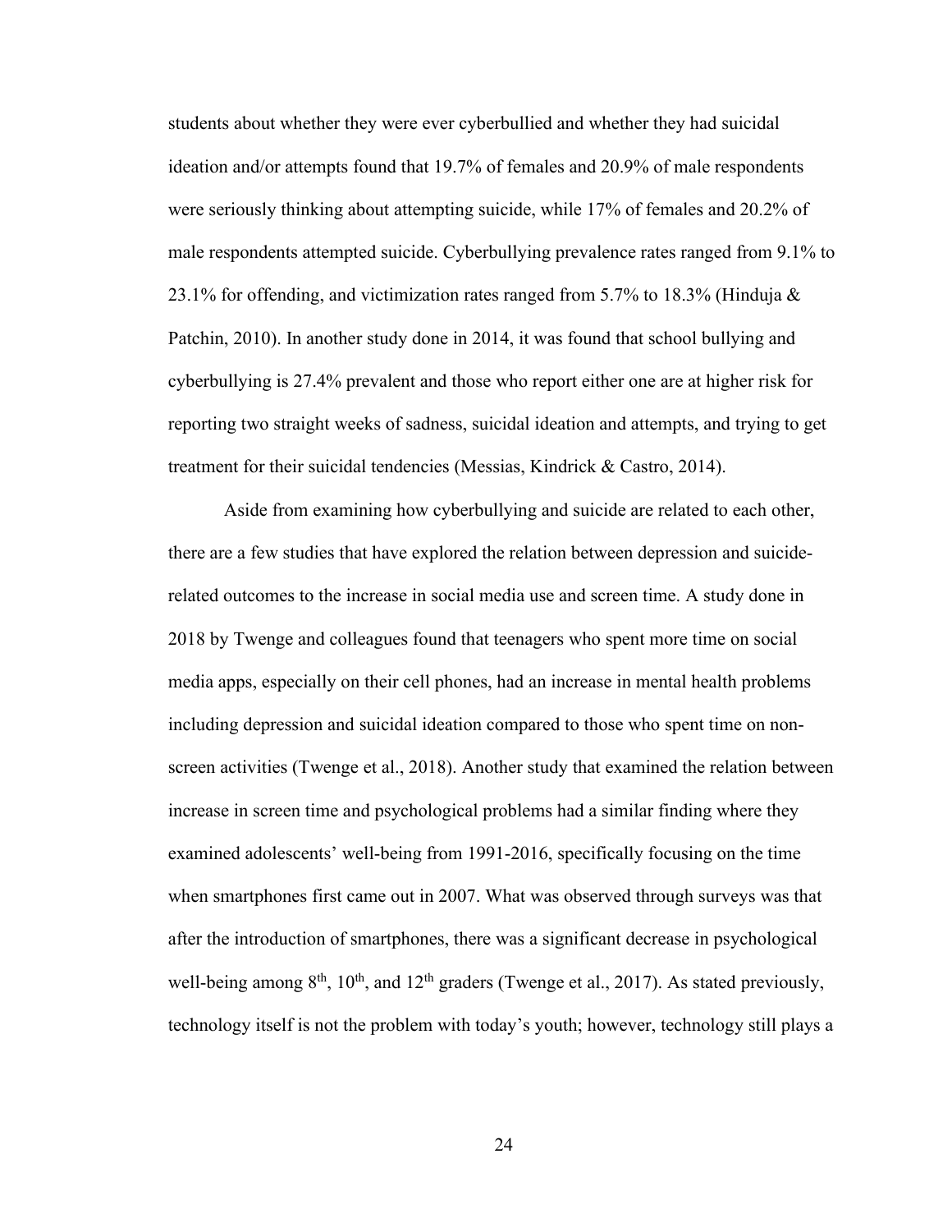students about whether they were ever cyberbullied and whether they had suicidal ideation and/or attempts found that 19.7% of females and 20.9% of male respondents were seriously thinking about attempting suicide, while 17% of females and 20.2% of male respondents attempted suicide. Cyberbullying prevalence rates ranged from 9.1% to 23.1% for offending, and victimization rates ranged from 5.7% to 18.3% (Hinduja & Patchin, 2010). In another study done in 2014, it was found that school bullying and cyberbullying is 27.4% prevalent and those who report either one are at higher risk for reporting two straight weeks of sadness, suicidal ideation and attempts, and trying to get treatment for their suicidal tendencies (Messias, Kindrick & Castro, 2014).

Aside from examining how cyberbullying and suicide are related to each other, there are a few studies that have explored the relation between depression and suicide-related outcomes to the increase in social media use and screen time. A study done in 2018 by Twenge and colleagues found that teenagers who spent more time on social media apps, especially on their cell phones, had an increase in mental health problems including depression and suicidal ideation compared to those who spent time on non-screen activities (Twenge et al., 2018). Another study that examined the relation between increase in screen time and psychological problems had a similar finding where they examined adolescents' well-being from 1991-2016, specifically focusing on the time when smartphones first came out in 2007. What was observed through surveys was that after the introduction of smartphones, there was a significant decrease in psychological well-being among 8th, 10th, and 12th graders (Twenge et al., 2017). As stated previously, technology itself is not the problem with today's youth; however, technology still plays a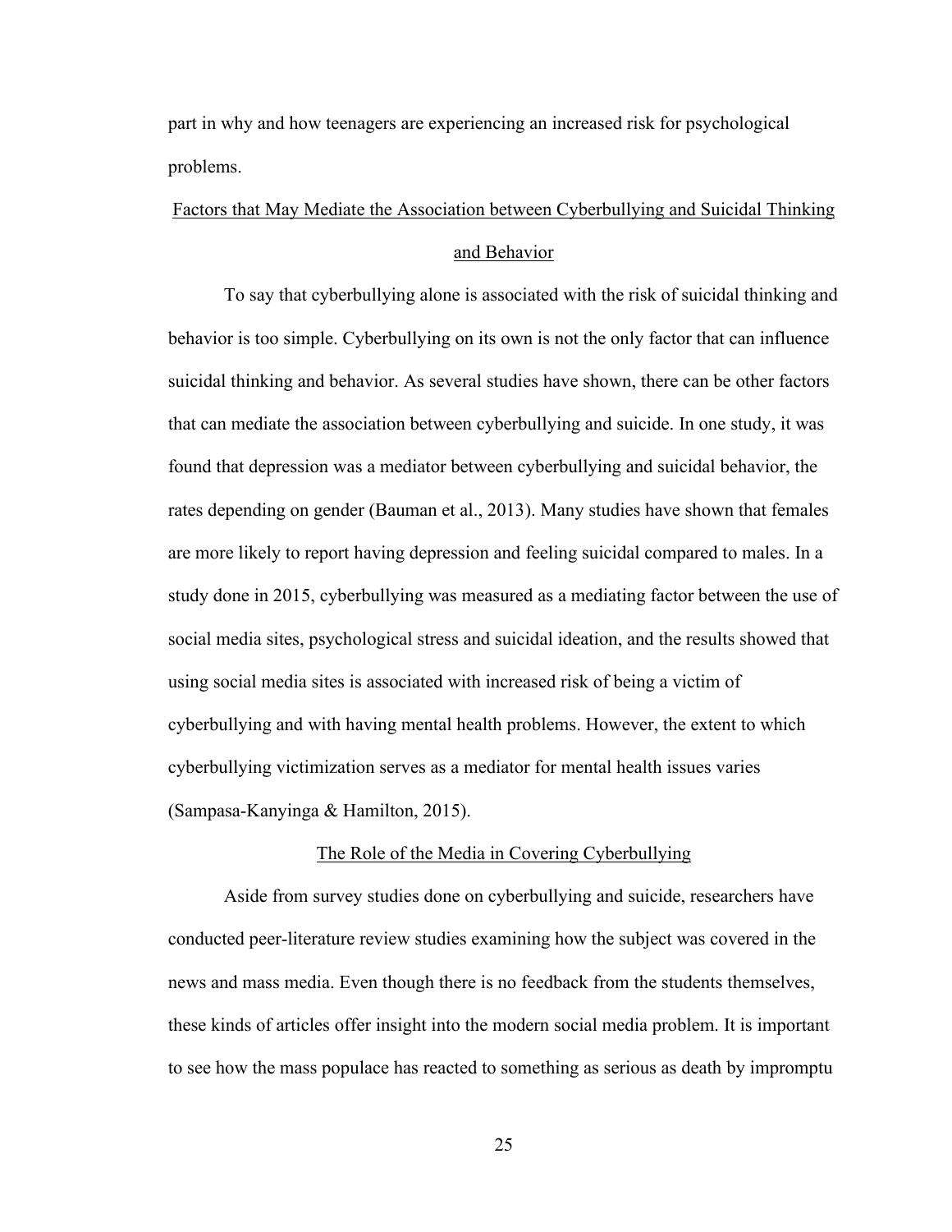part in why and how teenagers are experiencing an increased risk for psychological problems.

## Factors that May Mediate the Association between Cyberbullying and Suicidal Thinking and Behavior

To say that cyberbullying alone is associated with the risk of suicidal thinking and behavior is too simple. Cyberbullying on its own is not the only factor that can influence suicidal thinking and behavior. As several studies have shown, there can be other factors that can mediate the association between cyberbullying and suicide. In one study, it was found that depression was a mediator between cyberbullying and suicidal behavior, the rates depending on gender (Bauman et al., 2013). Many studies have shown that females are more likely to report having depression and feeling suicidal compared to males. In a study done in 2015, cyberbullying was measured as a mediating factor between the use of social media sites, psychological stress and suicidal ideation, and the results showed that using social media sites is associated with increased risk of being a victim of cyberbullying and with having mental health problems. However, the extent to which cyberbullying victimization serves as a mediator for mental health issues varies (Sampasa-Kanyinga & Hamilton, 2015).

## The Role of the Media in Covering Cyberbullying

Aside from survey studies done on cyberbullying and suicide, researchers have conducted peer-literature review studies examining how the subject was covered in the news and mass media. Even though there is no feedback from the students themselves, these kinds of articles offer insight into the modern social media problem. It is important to see how the mass populace has reacted to something as serious as death by impromptu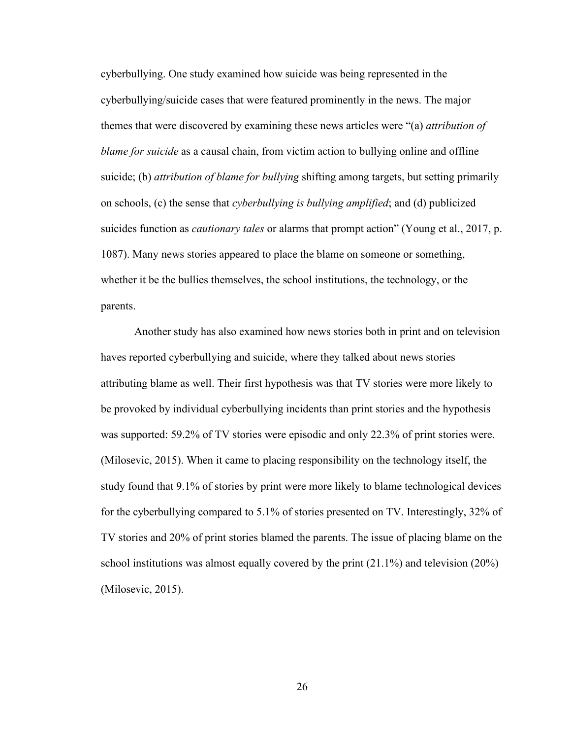cyberbullying. One study examined how suicide was being represented in the cyberbullying/suicide cases that were featured prominently in the news. The major themes that were discovered by examining these news articles were "(a) *attribution of blame for suicide* as a causal chain, from victim action to bullying online and offline suicide; (b) *attribution of blame for bullying* shifting among targets, but setting primarily on schools, (c) the sense that *cyberbullying is bullying amplified*; and (d) publicized suicides function as *cautionary tales* or alarms that prompt action" (Young et al., 2017, p. 1087). Many news stories appeared to place the blame on someone or something, whether it be the bullies themselves, the school institutions, the technology, or the parents.

Another study has also examined how news stories both in print and on television haves reported cyberbullying and suicide, where they talked about news stories attributing blame as well. Their first hypothesis was that TV stories were more likely to be provoked by individual cyberbullying incidents than print stories and the hypothesis was supported: 59.2% of TV stories were episodic and only 22.3% of print stories were. (Milosevic, 2015). When it came to placing responsibility on the technology itself, the study found that 9.1% of stories by print were more likely to blame technological devices for the cyberbullying compared to 5.1% of stories presented on TV. Interestingly, 32% of TV stories and 20% of print stories blamed the parents. The issue of placing blame on the school institutions was almost equally covered by the print (21.1%) and television (20%) (Milosevic, 2015).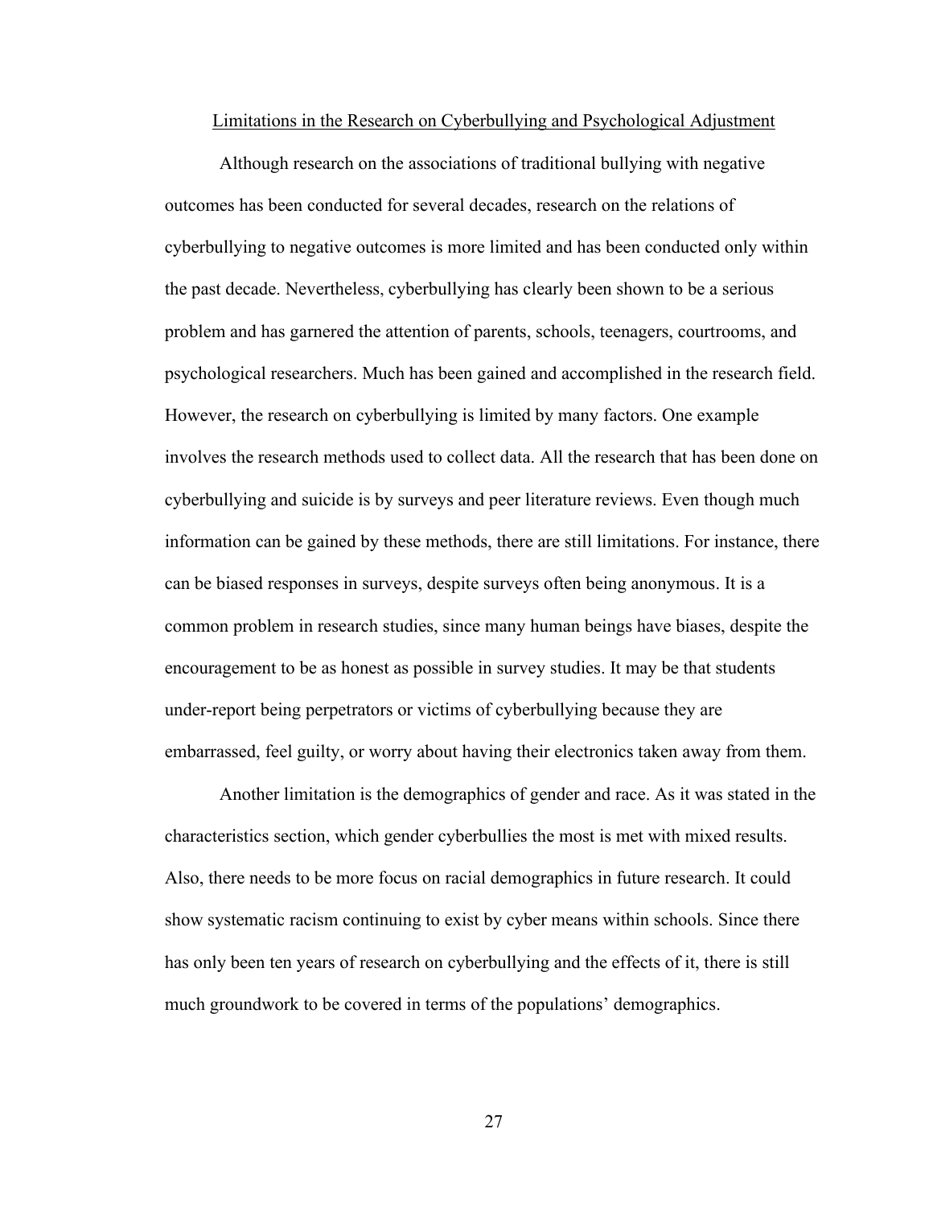## Limitations in the Research on Cyberbullying and Psychological Adjustment

Although research on the associations of traditional bullying with negative outcomes has been conducted for several decades, research on the relations of cyberbullying to negative outcomes is more limited and has been conducted only within the past decade. Nevertheless, cyberbullying has clearly been shown to be a serious problem and has garnered the attention of parents, schools, teenagers, courtrooms, and psychological researchers. Much has been gained and accomplished in the research field. However, the research on cyberbullying is limited by many factors. One example involves the research methods used to collect data. All the research that has been done on cyberbullying and suicide is by surveys and peer literature reviews. Even though much information can be gained by these methods, there are still limitations. For instance, there can be biased responses in surveys, despite surveys often being anonymous. It is a common problem in research studies, since many human beings have biases, despite the encouragement to be as honest as possible in survey studies. It may be that students under-report being perpetrators or victims of cyberbullying because they are embarrassed, feel guilty, or worry about having their electronics taken away from them.

Another limitation is the demographics of gender and race. As it was stated in the characteristics section, which gender cyberbullies the most is met with mixed results. Also, there needs to be more focus on racial demographics in future research. It could show systematic racism continuing to exist by cyber means within schools. Since there has only been ten years of research on cyberbullying and the effects of it, there is still much groundwork to be covered in terms of the populations' demographics.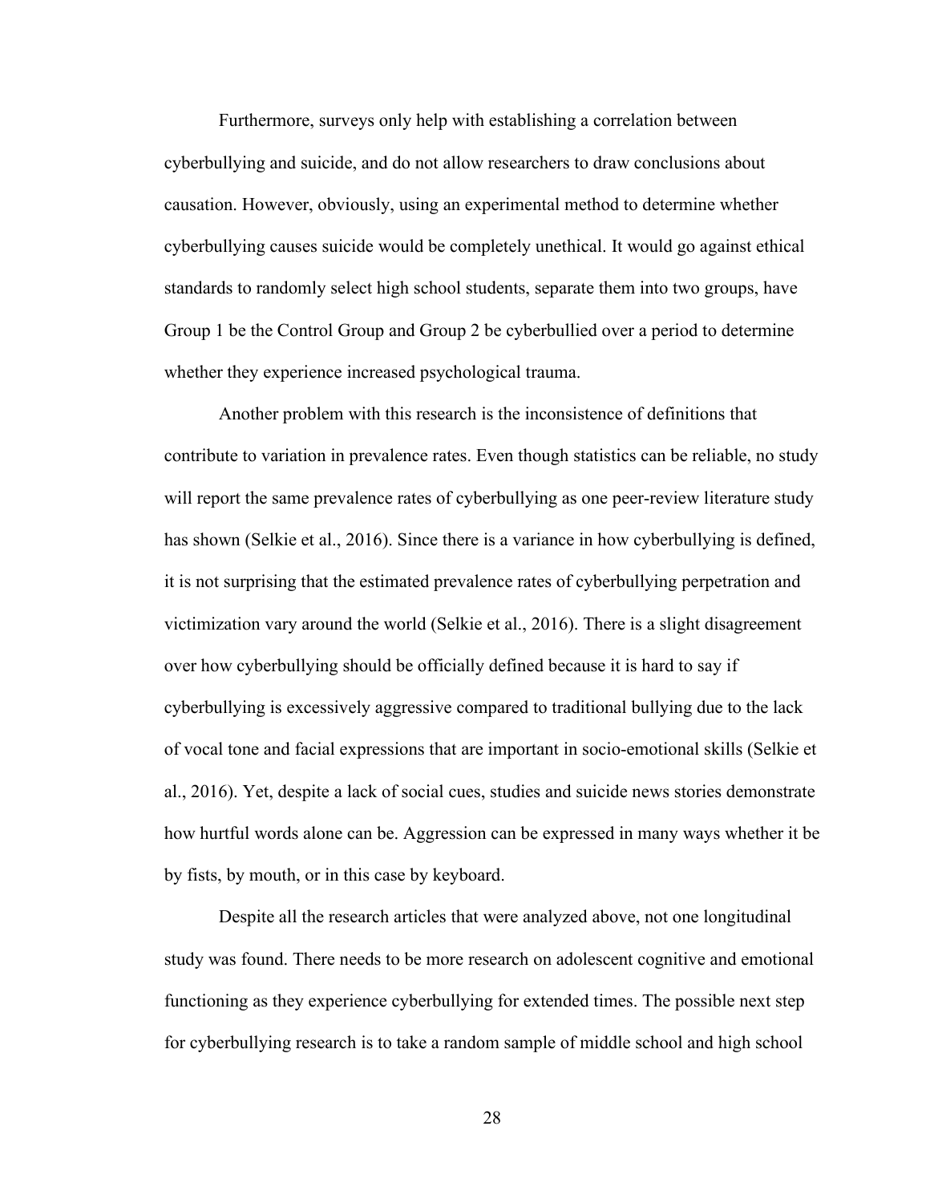Furthermore, surveys only help with establishing a correlation between cyberbullying and suicide, and do not allow researchers to draw conclusions about causation. However, obviously, using an experimental method to determine whether cyberbullying causes suicide would be completely unethical. It would go against ethical standards to randomly select high school students, separate them into two groups, have Group 1 be the Control Group and Group 2 be cyberbullied over a period to determine whether they experience increased psychological trauma.

Another problem with this research is the inconsistence of definitions that contribute to variation in prevalence rates. Even though statistics can be reliable, no study will report the same prevalence rates of cyberbullying as one peer-review literature study has shown (Selkie et al., 2016). Since there is a variance in how cyberbullying is defined, it is not surprising that the estimated prevalence rates of cyberbullying perpetration and victimization vary around the world (Selkie et al., 2016). There is a slight disagreement over how cyberbullying should be officially defined because it is hard to say if cyberbullying is excessively aggressive compared to traditional bullying due to the lack of vocal tone and facial expressions that are important in socio-emotional skills (Selkie et al., 2016). Yet, despite a lack of social cues, studies and suicide news stories demonstrate how hurtful words alone can be. Aggression can be expressed in many ways whether it be by fists, by mouth, or in this case by keyboard.

Despite all the research articles that were analyzed above, not one longitudinal study was found. There needs to be more research on adolescent cognitive and emotional functioning as they experience cyberbullying for extended times. The possible next step for cyberbullying research is to take a random sample of middle school and high school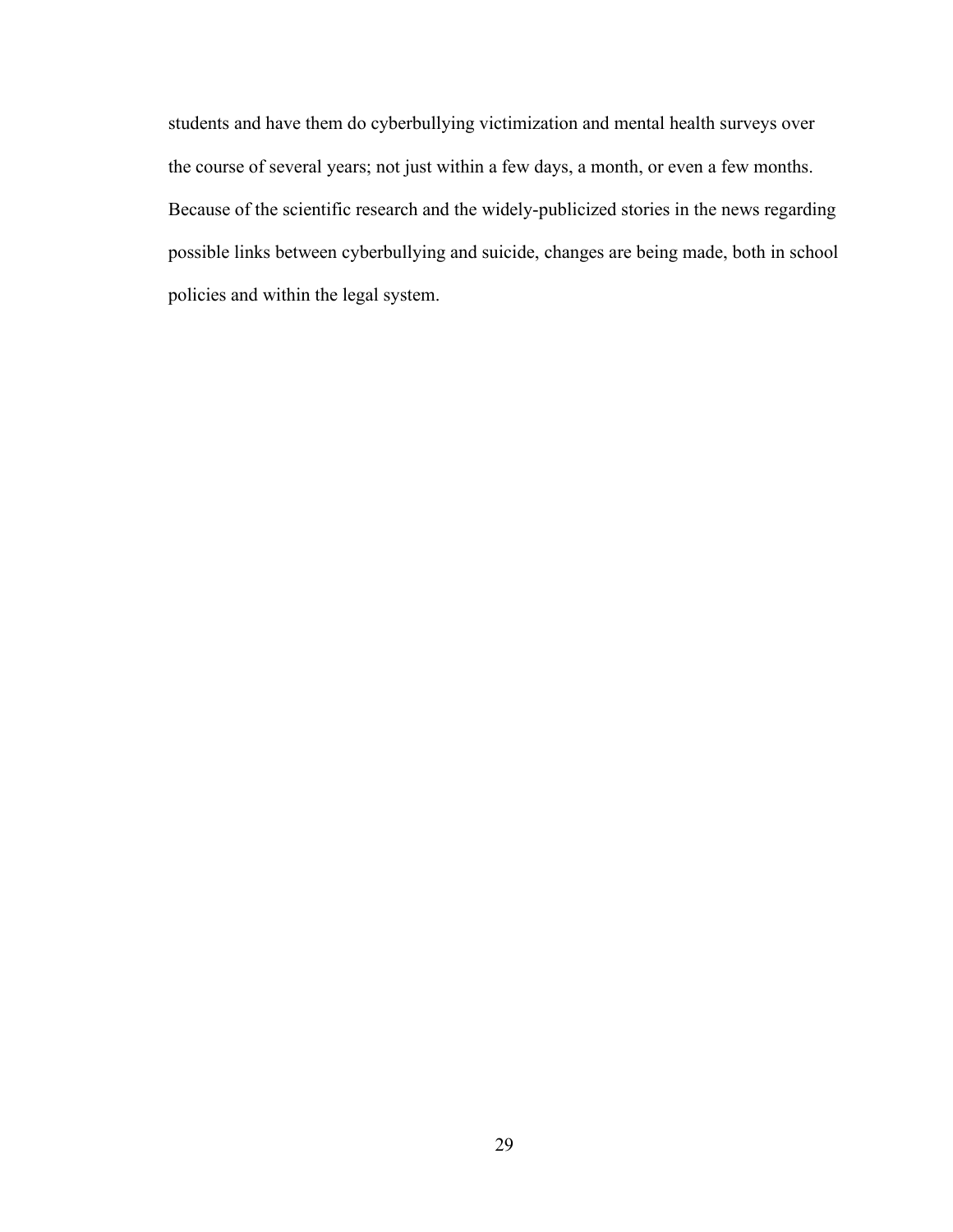students and have them do cyberbullying victimization and mental health surveys over the course of several years; not just within a few days, a month, or even a few months. Because of the scientific research and the widely-publicized stories in the news regarding possible links between cyberbullying and suicide, changes are being made, both in school policies and within the legal system.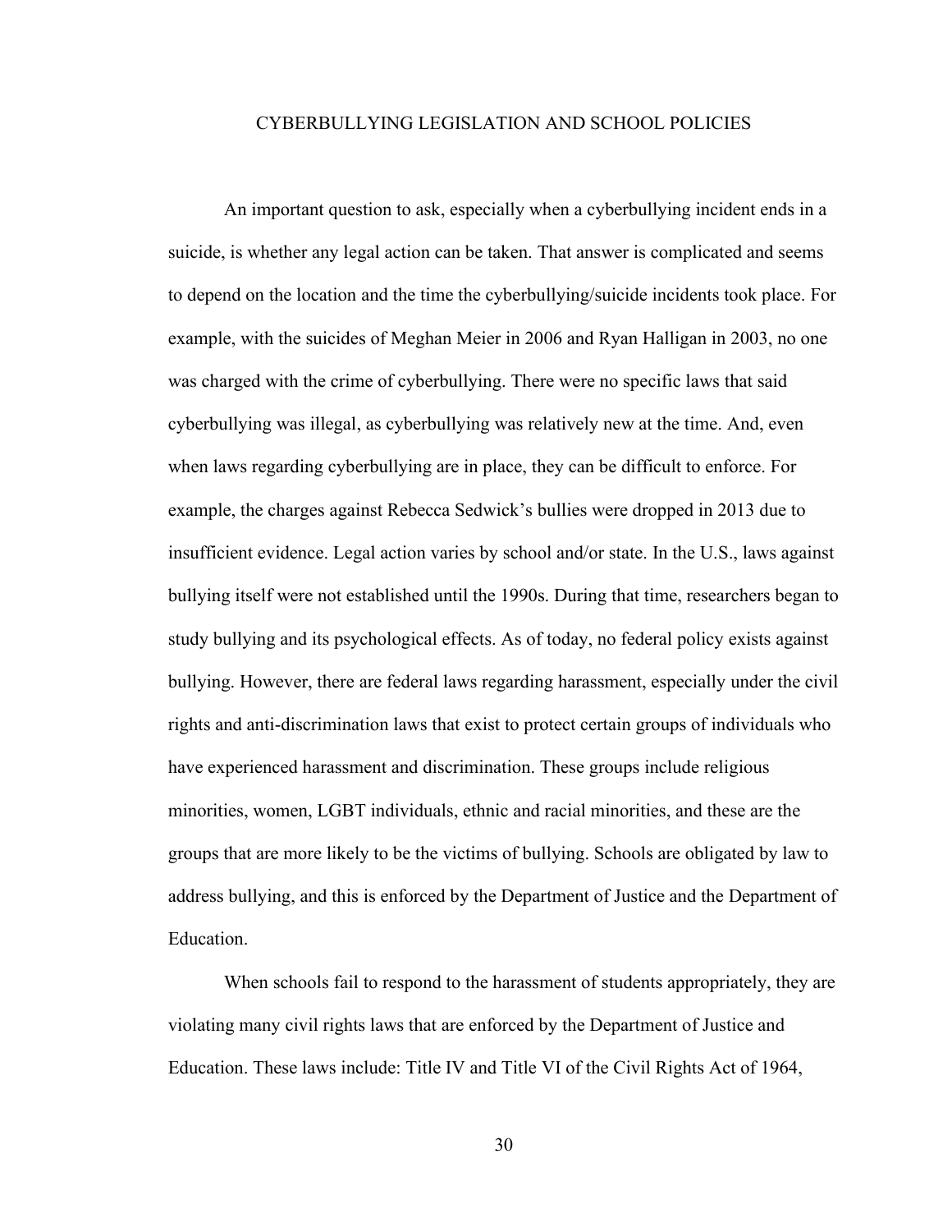# CYBERBULLYING LEGISLATION AND SCHOOL POLICIES

An important question to ask, especially when a cyberbullying incident ends in a suicide, is whether any legal action can be taken. That answer is complicated and seems to depend on the location and the time the cyberbullying/suicide incidents took place. For example, with the suicides of Meghan Meier in 2006 and Ryan Halligan in 2003, no one was charged with the crime of cyberbullying. There were no specific laws that said cyberbullying was illegal, as cyberbullying was relatively new at the time. And, even when laws regarding cyberbullying are in place, they can be difficult to enforce. For example, the charges against Rebecca Sedwick's bullies were dropped in 2013 due to insufficient evidence. Legal action varies by school and/or state. In the U.S., laws against bullying itself were not established until the 1990s. During that time, researchers began to study bullying and its psychological effects. As of today, no federal policy exists against bullying. However, there are federal laws regarding harassment, especially under the civil rights and anti-discrimination laws that exist to protect certain groups of individuals who have experienced harassment and discrimination. These groups include religious minorities, women, LGBT individuals, ethnic and racial minorities, and these are the groups that are more likely to be the victims of bullying. Schools are obligated by law to address bullying, and this is enforced by the Department of Justice and the Department of Education.

When schools fail to respond to the harassment of students appropriately, they are violating many civil rights laws that are enforced by the Department of Justice and Education. These laws include: Title IV and Title VI of the Civil Rights Act of 1964,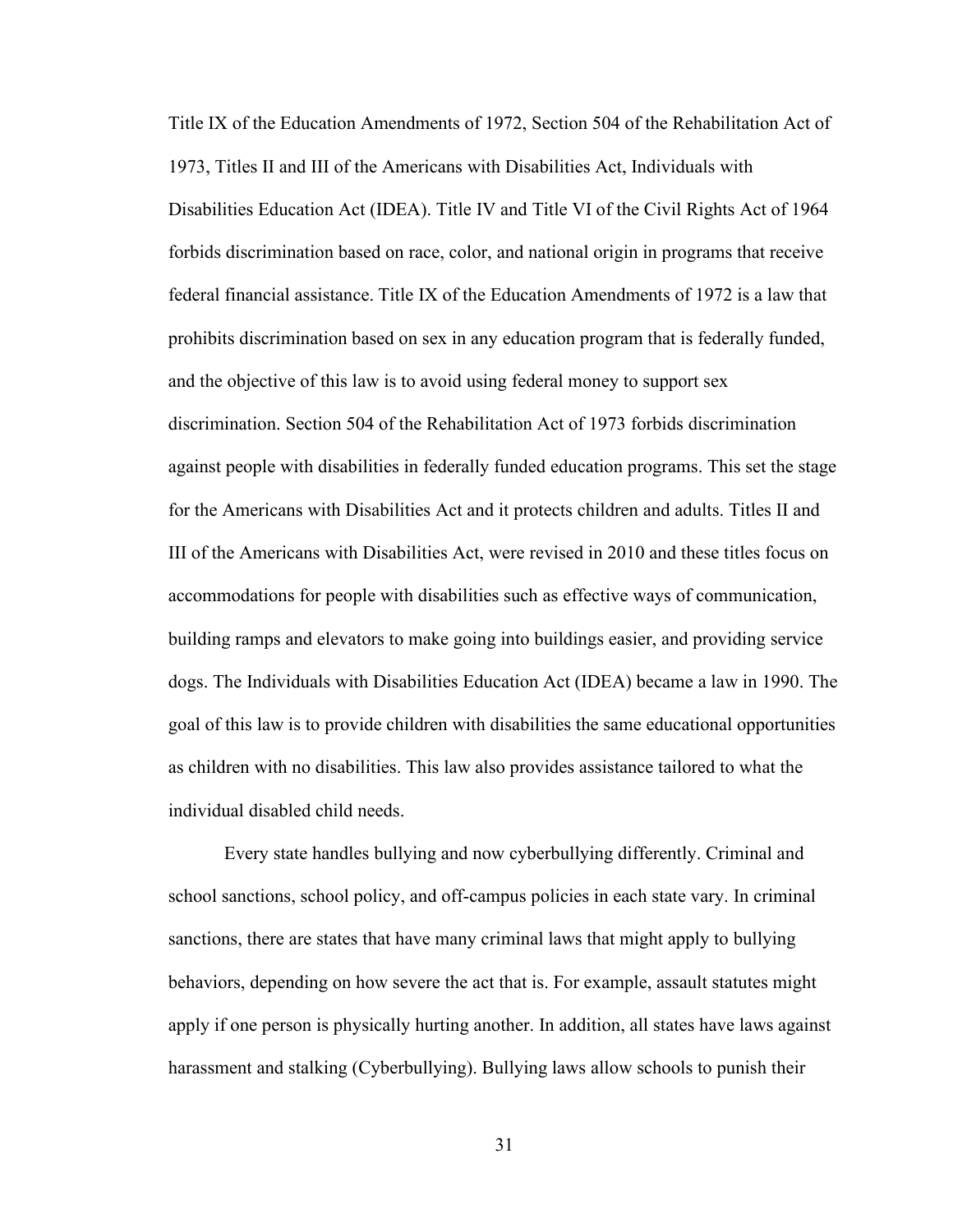Title IX of the Education Amendments of 1972, Section 504 of the Rehabilitation Act of 1973, Titles II and III of the Americans with Disabilities Act, Individuals with Disabilities Education Act (IDEA). Title IV and Title VI of the Civil Rights Act of 1964 forbids discrimination based on race, color, and national origin in programs that receive federal financial assistance. Title IX of the Education Amendments of 1972 is a law that prohibits discrimination based on sex in any education program that is federally funded, and the objective of this law is to avoid using federal money to support sex discrimination. Section 504 of the Rehabilitation Act of 1973 forbids discrimination against people with disabilities in federally funded education programs. This set the stage for the Americans with Disabilities Act and it protects children and adults. Titles II and III of the Americans with Disabilities Act, were revised in 2010 and these titles focus on accommodations for people with disabilities such as effective ways of communication, building ramps and elevators to make going into buildings easier, and providing service dogs. The Individuals with Disabilities Education Act (IDEA) became a law in 1990. The goal of this law is to provide children with disabilities the same educational opportunities as children with no disabilities. This law also provides assistance tailored to what the individual disabled child needs.

Every state handles bullying and now cyberbullying differently. Criminal and school sanctions, school policy, and off-campus policies in each state vary. In criminal sanctions, there are states that have many criminal laws that might apply to bullying behaviors, depending on how severe the act that is. For example, assault statutes might apply if one person is physically hurting another. In addition, all states have laws against harassment and stalking (Cyberbullying). Bullying laws allow schools to punish their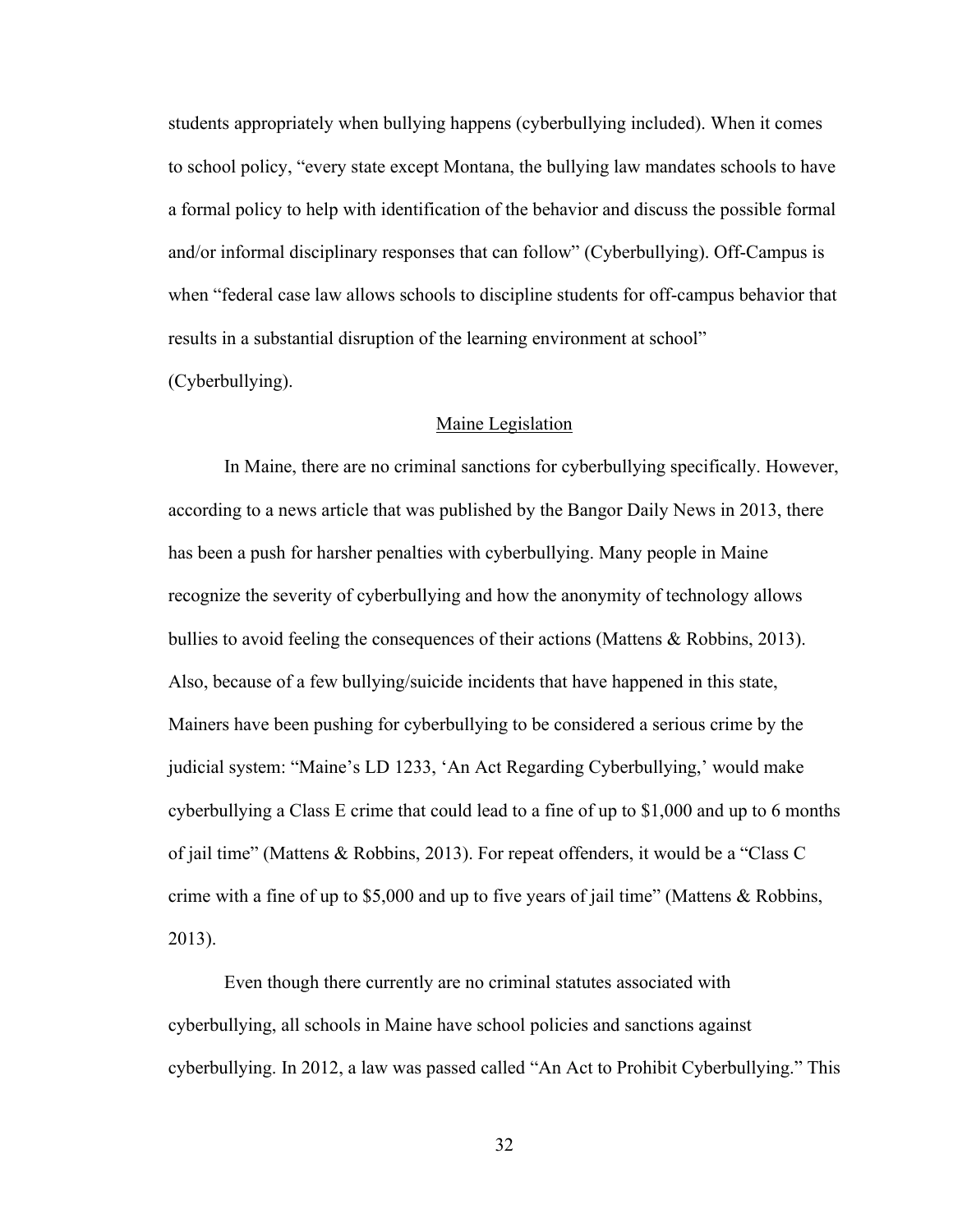students appropriately when bullying happens (cyberbullying included). When it comes to school policy, "every state except Montana, the bullying law mandates schools to have a formal policy to help with identification of the behavior and discuss the possible formal and/or informal disciplinary responses that can follow" (Cyberbullying). Off-Campus is when "federal case law allows schools to discipline students for off-campus behavior that results in a substantial disruption of the learning environment at school" (Cyberbullying).

## Maine Legislation

In Maine, there are no criminal sanctions for cyberbullying specifically. However, according to a news article that was published by the Bangor Daily News in 2013, there has been a push for harsher penalties with cyberbullying. Many people in Maine recognize the severity of cyberbullying and how the anonymity of technology allows bullies to avoid feeling the consequences of their actions (Mattens & Robbins, 2013). Also, because of a few bullying/suicide incidents that have happened in this state, Mainers have been pushing for cyberbullying to be considered a serious crime by the judicial system: "Maine's LD 1233, 'An Act Regarding Cyberbullying,' would make cyberbullying a Class E crime that could lead to a fine of up to $1,000 and up to 6 months of jail time" (Mattens & Robbins, 2013). For repeat offenders, it would be a "Class C crime with a fine of up to $5,000 and up to five years of jail time" (Mattens & Robbins, 2013).

Even though there currently are no criminal statutes associated with cyberbullying, all schools in Maine have school policies and sanctions against cyberbullying. In 2012, a law was passed called "An Act to Prohibit Cyberbullying." This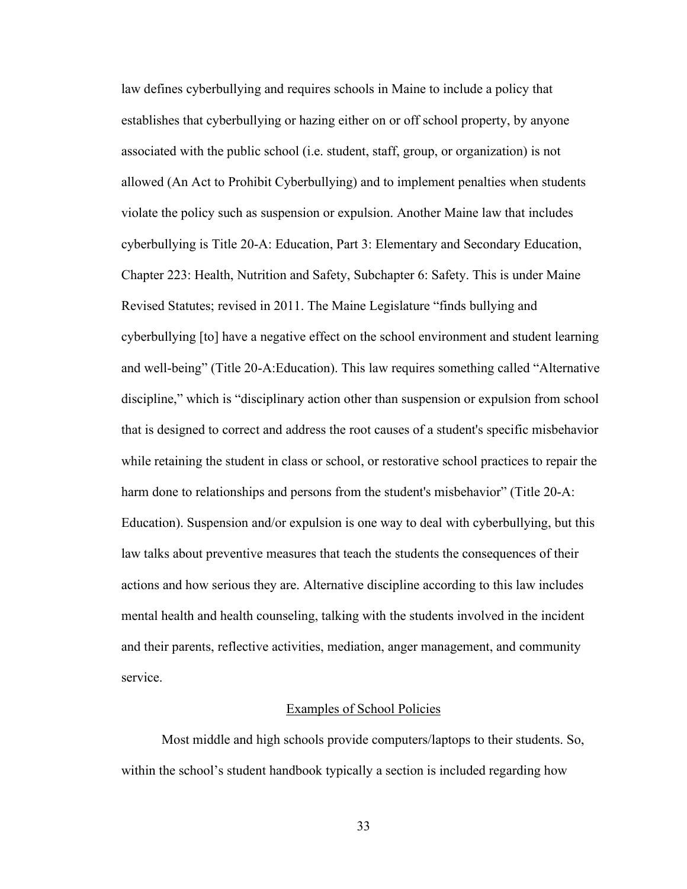law defines cyberbullying and requires schools in Maine to include a policy that establishes that cyberbullying or hazing either on or off school property, by anyone associated with the public school (i.e. student, staff, group, or organization) is not allowed (An Act to Prohibit Cyberbullying) and to implement penalties when students violate the policy such as suspension or expulsion. Another Maine law that includes cyberbullying is Title 20-A: Education, Part 3: Elementary and Secondary Education, Chapter 223: Health, Nutrition and Safety, Subchapter 6: Safety. This is under Maine Revised Statutes; revised in 2011. The Maine Legislature "finds bullying and cyberbullying [to] have a negative effect on the school environment and student learning and well-being" (Title 20-A:Education). This law requires something called "Alternative discipline," which is "disciplinary action other than suspension or expulsion from school that is designed to correct and address the root causes of a student's specific misbehavior while retaining the student in class or school, or restorative school practices to repair the harm done to relationships and persons from the student's misbehavior" (Title 20-A: Education). Suspension and/or expulsion is one way to deal with cyberbullying, but this law talks about preventive measures that teach the students the consequences of their actions and how serious they are. Alternative discipline according to this law includes mental health and health counseling, talking with the students involved in the incident and their parents, reflective activities, mediation, anger management, and community service.

## Examples of School Policies

Most middle and high schools provide computers/laptops to their students. So, within the school's student handbook typically a section is included regarding how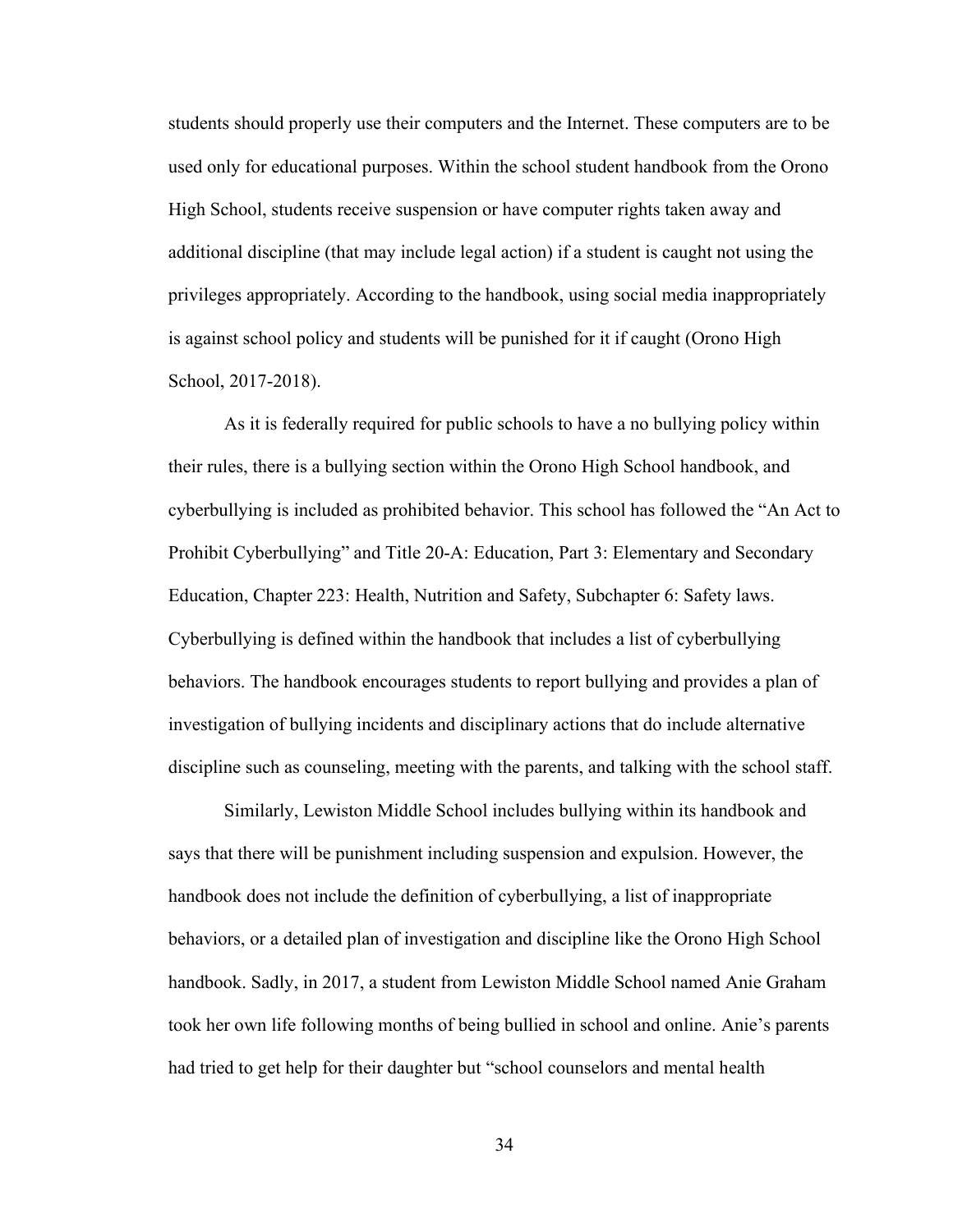students should properly use their computers and the Internet. These computers are to be used only for educational purposes. Within the school student handbook from the Orono High School, students receive suspension or have computer rights taken away and additional discipline (that may include legal action) if a student is caught not using the privileges appropriately. According to the handbook, using social media inappropriately is against school policy and students will be punished for it if caught (Orono High School, 2017-2018).

As it is federally required for public schools to have a no bullying policy within their rules, there is a bullying section within the Orono High School handbook, and cyberbullying is included as prohibited behavior. This school has followed the "An Act to Prohibit Cyberbullying" and Title 20-A: Education, Part 3: Elementary and Secondary Education, Chapter 223: Health, Nutrition and Safety, Subchapter 6: Safety laws. Cyberbullying is defined within the handbook that includes a list of cyberbullying behaviors. The handbook encourages students to report bullying and provides a plan of investigation of bullying incidents and disciplinary actions that do include alternative discipline such as counseling, meeting with the parents, and talking with the school staff.

Similarly, Lewiston Middle School includes bullying within its handbook and says that there will be punishment including suspension and expulsion. However, the handbook does not include the definition of cyberbullying, a list of inappropriate behaviors, or a detailed plan of investigation and discipline like the Orono High School handbook. Sadly, in 2017, a student from Lewiston Middle School named Anie Graham took her own life following months of being bullied in school and online. Anie's parents had tried to get help for their daughter but "school counselors and mental health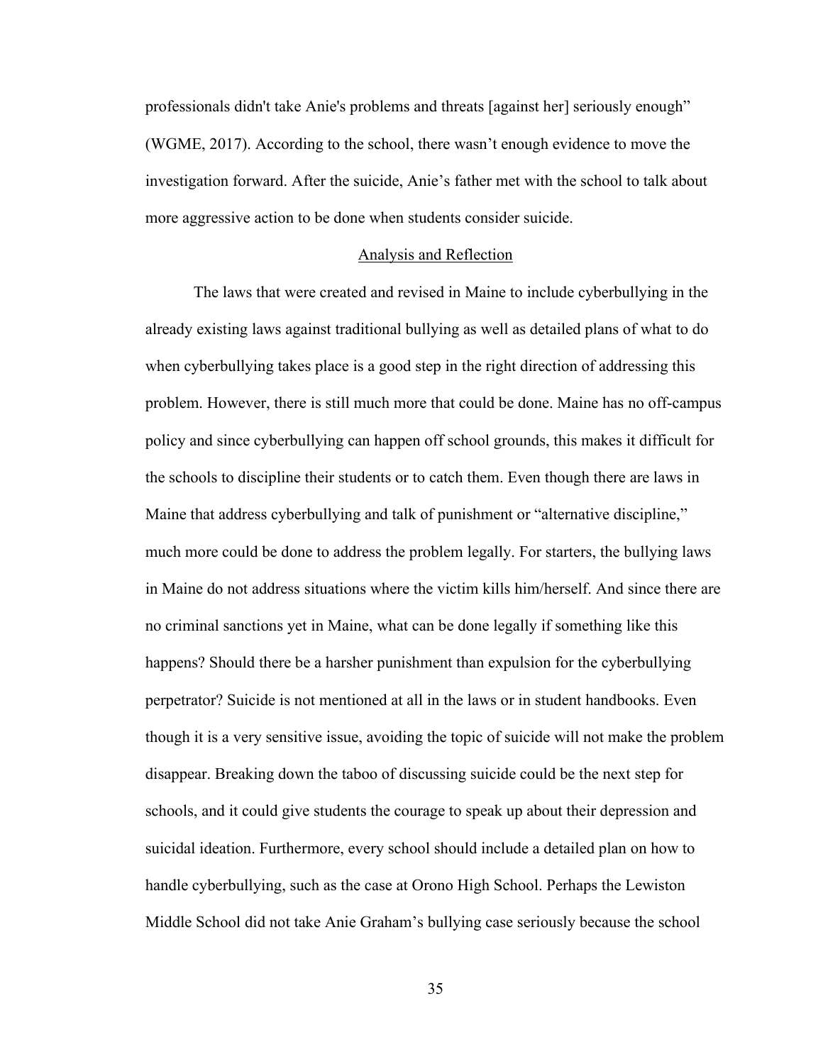professionals didn't take Anie's problems and threats [against her] seriously enough" (WGME, 2017). According to the school, there wasn't enough evidence to move the investigation forward. After the suicide, Anie's father met with the school to talk about more aggressive action to be done when students consider suicide.

## Analysis and Reflection

The laws that were created and revised in Maine to include cyberbullying in the already existing laws against traditional bullying as well as detailed plans of what to do when cyberbullying takes place is a good step in the right direction of addressing this problem. However, there is still much more that could be done. Maine has no off-campus policy and since cyberbullying can happen off school grounds, this makes it difficult for the schools to discipline their students or to catch them. Even though there are laws in Maine that address cyberbullying and talk of punishment or "alternative discipline," much more could be done to address the problem legally. For starters, the bullying laws in Maine do not address situations where the victim kills him/herself. And since there are no criminal sanctions yet in Maine, what can be done legally if something like this happens? Should there be a harsher punishment than expulsion for the cyberbullying perpetrator? Suicide is not mentioned at all in the laws or in student handbooks. Even though it is a very sensitive issue, avoiding the topic of suicide will not make the problem disappear. Breaking down the taboo of discussing suicide could be the next step for schools, and it could give students the courage to speak up about their depression and suicidal ideation. Furthermore, every school should include a detailed plan on how to handle cyberbullying, such as the case at Orono High School. Perhaps the Lewiston Middle School did not take Anie Graham's bullying case seriously because the school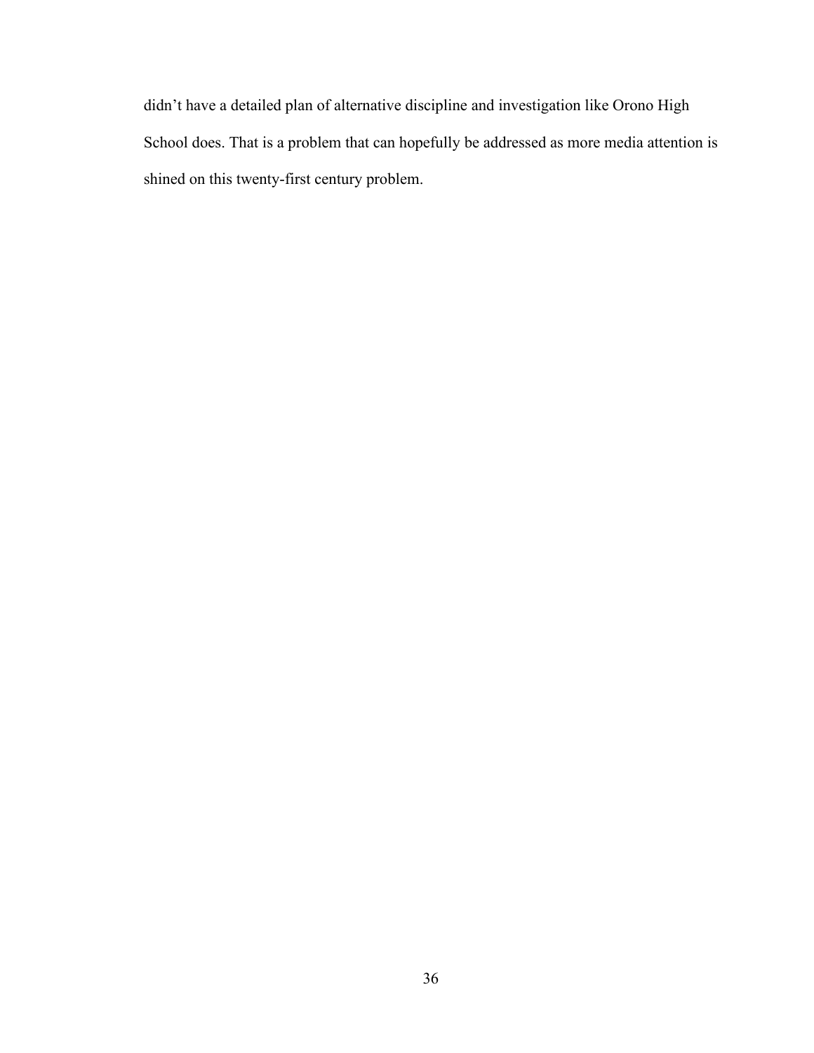didn't have a detailed plan of alternative discipline and investigation like Orono High School does. That is a problem that can hopefully be addressed as more media attention is shined on this twenty-first century problem.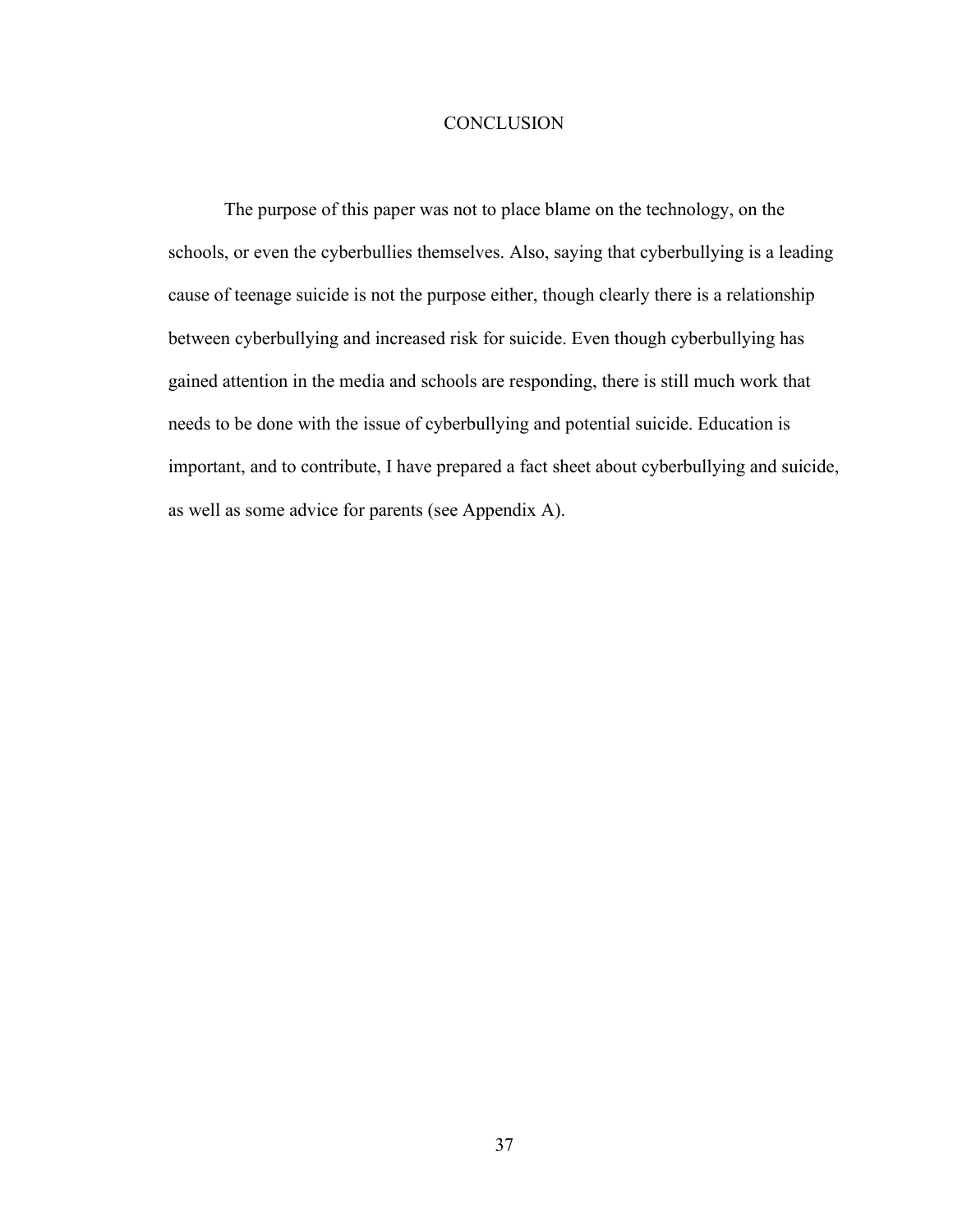# CONCLUSION

The purpose of this paper was not to place blame on the technology, on the schools, or even the cyberbullies themselves. Also, saying that cyberbullying is a leading cause of teenage suicide is not the purpose either, though clearly there is a relationship between cyberbullying and increased risk for suicide. Even though cyberbullying has gained attention in the media and schools are responding, there is still much work that needs to be done with the issue of cyberbullying and potential suicide. Education is important, and to contribute, I have prepared a fact sheet about cyberbullying and suicide, as well as some advice for parents (see Appendix A).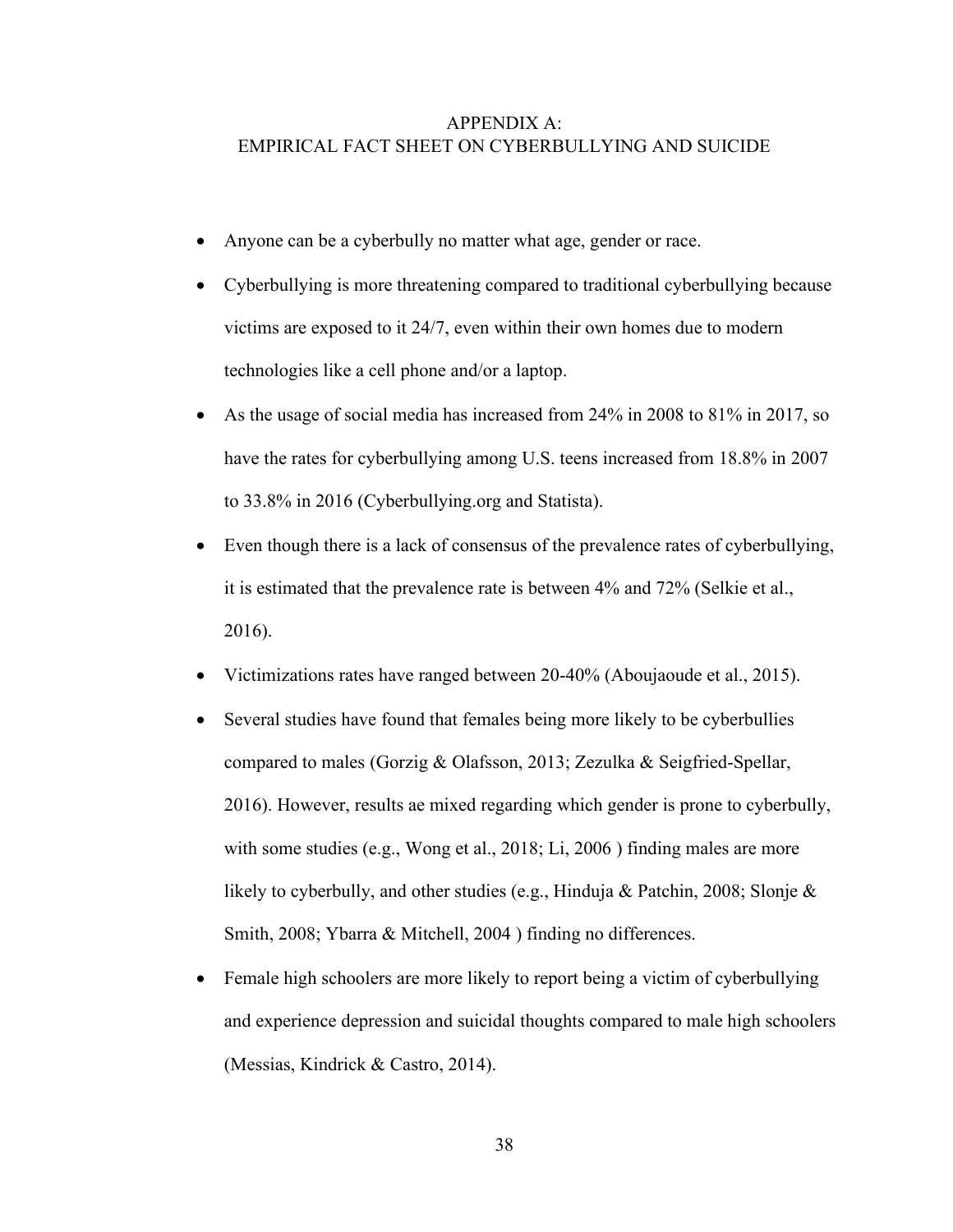# APPENDIX A: EMPIRICAL FACT SHEET ON CYBERBULLYING AND SUICIDE

- Anyone can be a cyberbully no matter what age, gender or race.
- Cyberbullying is more threatening compared to traditional cyberbullying because victims are exposed to it 24/7, even within their own homes due to modern technologies like a cell phone and/or a laptop.
- As the usage of social media has increased from 24% in 2008 to 81% in 2017, so have the rates for cyberbullying among U.S. teens increased from 18.8% in 2007 to 33.8% in 2016 (Cyberbullying.org and Statista).
- Even though there is a lack of consensus of the prevalence rates of cyberbullying, it is estimated that the prevalence rate is between 4% and 72% (Selkie et al., 2016).
- Victimizations rates have ranged between 20-40% (Aboujaoude et al., 2015).
- Several studies have found that females being more likely to be cyberbullies compared to males (Gorzig & Olafsson, 2013; Zezulka & Seigfried-Spellar, 2016). However, results ae mixed regarding which gender is prone to cyberbully, with some studies (e.g., Wong et al., 2018; Li, 2006 ) finding males are more likely to cyberbully, and other studies (e.g., Hinduja & Patchin, 2008; Slonje & Smith, 2008; Ybarra & Mitchell, 2004 ) finding no differences.
- Female high schoolers are more likely to report being a victim of cyberbullying and experience depression and suicidal thoughts compared to male high schoolers (Messias, Kindrick & Castro, 2014).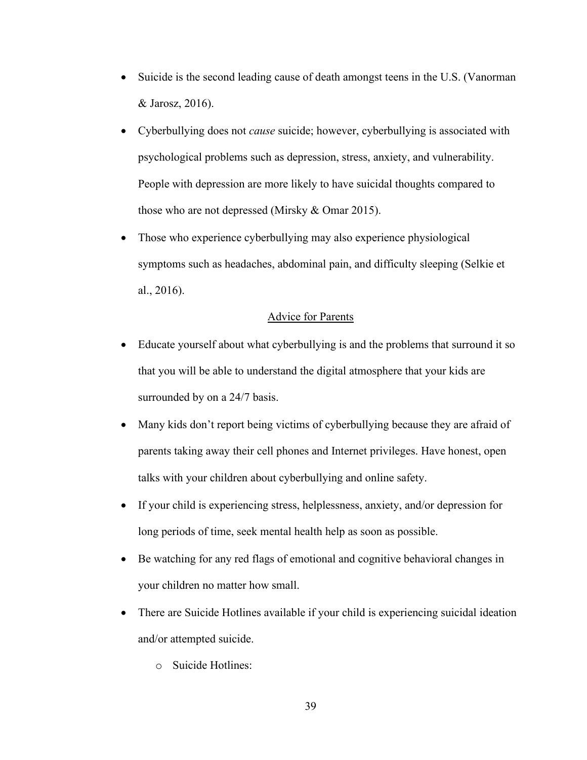- Suicide is the second leading cause of death amongst teens in the U.S. (Vanorman & Jarosz, 2016).
- Cyberbullying does not *cause* suicide; however, cyberbullying is associated with psychological problems such as depression, stress, anxiety, and vulnerability. People with depression are more likely to have suicidal thoughts compared to those who are not depressed (Mirsky & Omar 2015).
- Those who experience cyberbullying may also experience physiological symptoms such as headaches, abdominal pain, and difficulty sleeping (Selkie et al., 2016).

<u>Advice for Parents</u>

- Educate yourself about what cyberbullying is and the problems that surround it so that you will be able to understand the digital atmosphere that your kids are surrounded by on a 24/7 basis.
- Many kids don't report being victims of cyberbullying because they are afraid of parents taking away their cell phones and Internet privileges. Have honest, open talks with your children about cyberbullying and online safety.
- If your child is experiencing stress, helplessness, anxiety, and/or depression for long periods of time, seek mental health help as soon as possible.
- Be watching for any red flags of emotional and cognitive behavioral changes in your children no matter how small.
- There are Suicide Hotlines available if your child is experiencing suicidal ideation and/or attempted suicide.
    - Suicide Hotlines: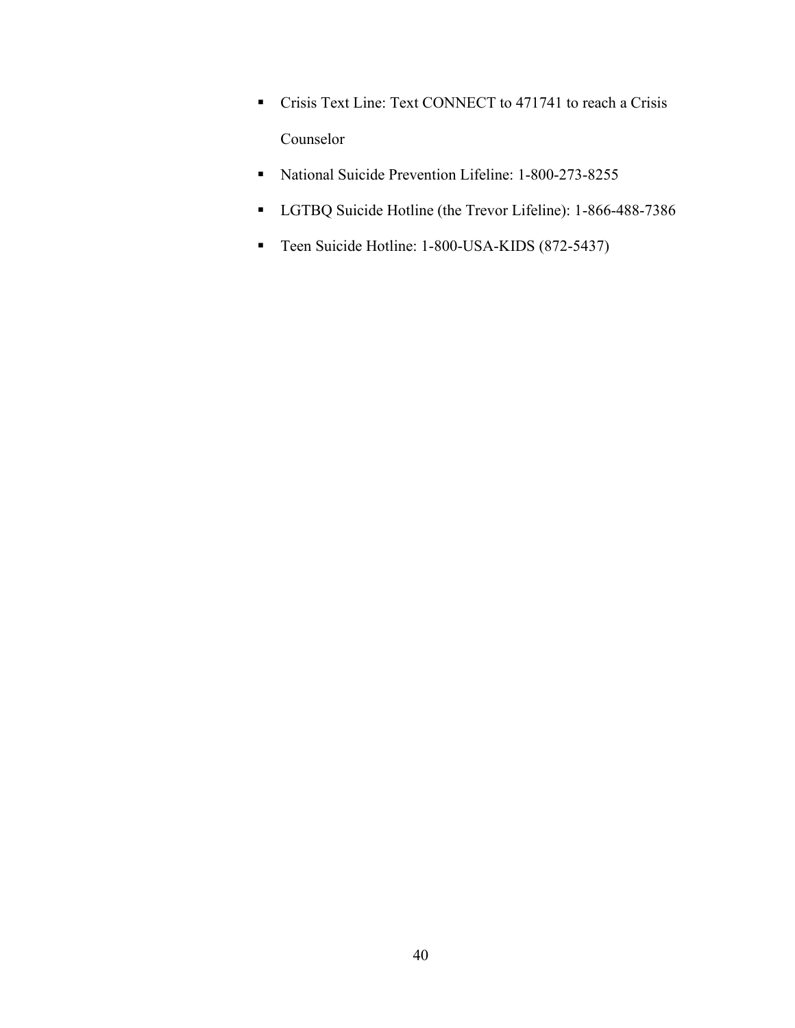- Crisis Text Line: Text CONNECT to 471741 to reach a Crisis Counselor
- National Suicide Prevention Lifeline: 1-800-273-8255
- LGTBQ Suicide Hotline (the Trevor Lifeline): 1-866-488-7386
- Teen Suicide Hotline: 1-800-USA-KIDS (872-5437)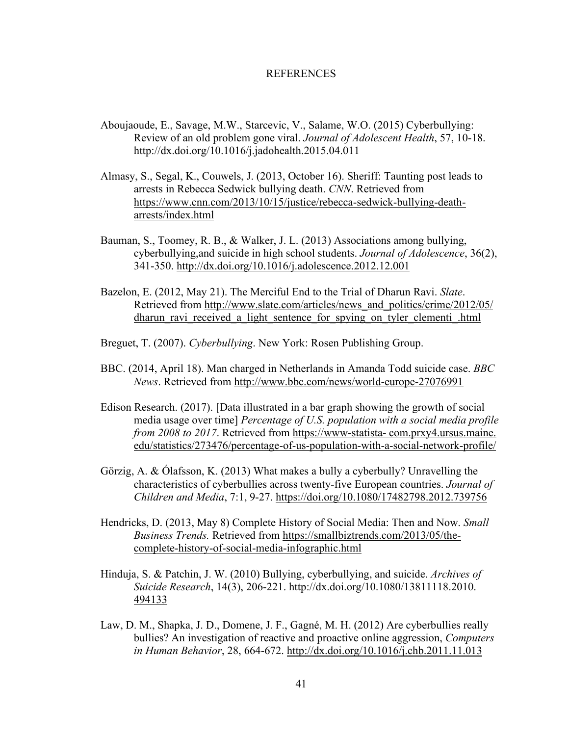# REFERENCES

Aboujaoude, E., Savage, M.W., Starcevic, V., Salame, W.O. (2015) Cyberbullying: Review of an old problem gone viral. *Journal of Adolescent Health*, 57, 10-18. http://dx.doi.org/10.1016/j.jadohealth.2015.04.011

Almasy, S., Segal, K., Couwels, J. (2013, October 16). Sheriff: Taunting post leads to arrests in Rebecca Sedwick bullying death. *CNN*. Retrieved from https://www.cnn.com/2013/10/15/justice/rebecca-sedwick-bullying-death-arrests/index.html

Bauman, S., Toomey, R. B., & Walker, J. L. (2013) Associations among bullying, cyberbullying,and suicide in high school students. *Journal of Adolescence*, 36(2), 341-350. http://dx.doi.org/10.1016/j.adolescence.2012.12.001

Bazelon, E. (2012, May 21). The Merciful End to the Trial of Dharun Ravi. *Slate*. Retrieved from http://www.slate.com/articles/news_and_politics/crime/2012/05/dharun_ravi_received_a_light_sentence_for_spying_on_tyler_clementi_.html

Breguet, T. (2007). *Cyberbullying*. New York: Rosen Publishing Group.

BBC. (2014, April 18). Man charged in Netherlands in Amanda Todd suicide case. *BBC News*. Retrieved from http://www.bbc.com/news/world-europe-27076991

Edison Research. (2017). [Data illustrated in a bar graph showing the growth of social media usage over time] *Percentage of U.S. population with a social media profile from 2008 to 2017*. Retrieved from https://www-statista- com.prxy4.ursus.maine.edu/statistics/273476/percentage-of-us-population-with-a-social-network-profile/

Görzig, A. & Ólafsson, K. (2013) What makes a bully a cyberbully? Unravelling the characteristics of cyberbullies across twenty-five European countries. *Journal of Children and Media*, 7:1, 9-27. https://doi.org/10.1080/17482798.2012.739756

Hendricks, D. (2013, May 8) Complete History of Social Media: Then and Now. *Small Business Trends.* Retrieved from https://smallbiztrends.com/2013/05/the-complete-history-of-social-media-infographic.html

Hinduja, S. & Patchin, J. W. (2010) Bullying, cyberbullying, and suicide. *Archives of Suicide Research*, 14(3), 206-221. http://dx.doi.org/10.1080/13811118.2010.494133

Law, D. M., Shapka, J. D., Domene, J. F., Gagné, M. H. (2012) Are cyberbullies really bullies? An investigation of reactive and proactive online aggression, *Computers in Human Behavior*, 28, 664-672. http://dx.doi.org/10.1016/j.chb.2011.11.013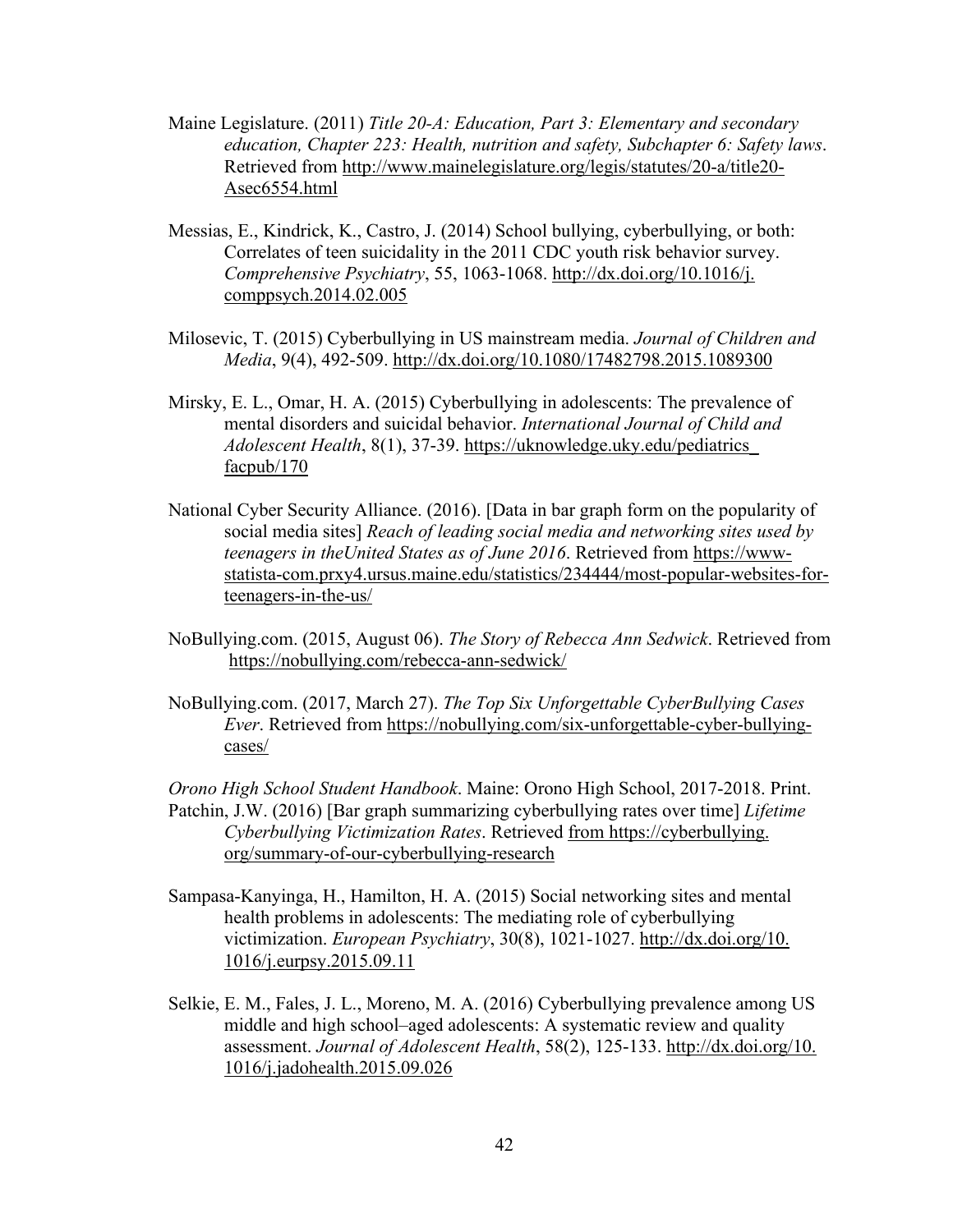Maine Legislature. (2011) *Title 20-A: Education, Part 3: Elementary and secondary education, Chapter 223: Health, nutrition and safety, Subchapter 6: Safety laws*. Retrieved from http://www.mainelegislature.org/legis/statutes/20-a/title20-Asec6554.html

Messias, E., Kindrick, K., Castro, J. (2014) School bullying, cyberbullying, or both: Correlates of teen suicidality in the 2011 CDC youth risk behavior survey. *Comprehensive Psychiatry*, 55, 1063-1068. http://dx.doi.org/10.1016/j.comppsych.2014.02.005

Milosevic, T. (2015) Cyberbullying in US mainstream media. *Journal of Children and Media*, 9(4), 492-509. http://dx.doi.org/10.1080/17482798.2015.1089300

Mirsky, E. L., Omar, H. A. (2015) Cyberbullying in adolescents: The prevalence of mental disorders and suicidal behavior. *International Journal of Child and Adolescent Health*, 8(1), 37-39. https://uknowledge.uky.edu/pediatrics_facpub/170

National Cyber Security Alliance. (2016). [Data in bar graph form on the popularity of social media sites] *Reach of leading social media and networking sites used by teenagers in theUnited States as of June 2016*. Retrieved from https://www-statista-com.prxy4.ursus.maine.edu/statistics/234444/most-popular-websites-for-teenagers-in-the-us/

NoBullying.com. (2015, August 06). *The Story of Rebecca Ann Sedwick*. Retrieved from https://nobullying.com/rebecca-ann-sedwick/

NoBullying.com. (2017, March 27). *The Top Six Unforgettable CyberBullying Cases Ever*. Retrieved from https://nobullying.com/six-unforgettable-cyber-bullying-cases/

*Orono High School Student Handbook*. Maine: Orono High School, 2017-2018. Print.

Patchin, J.W. (2016) [Bar graph summarizing cyberbullying rates over time] *Lifetime Cyberbullying Victimization Rates*. Retrieved from https://cyberbullying.org/summary-of-our-cyberbullying-research

Sampasa-Kanyinga, H., Hamilton, H. A. (2015) Social networking sites and mental health problems in adolescents: The mediating role of cyberbullying victimization. *European Psychiatry*, 30(8), 1021-1027. http://dx.doi.org/10.1016/j.eurpsy.2015.09.11

Selkie, E. M., Fales, J. L., Moreno, M. A. (2016) Cyberbullying prevalence among US middle and high school–aged adolescents: A systematic review and quality assessment. *Journal of Adolescent Health*, 58(2), 125-133. http://dx.doi.org/10.1016/j.jadohealth.2015.09.026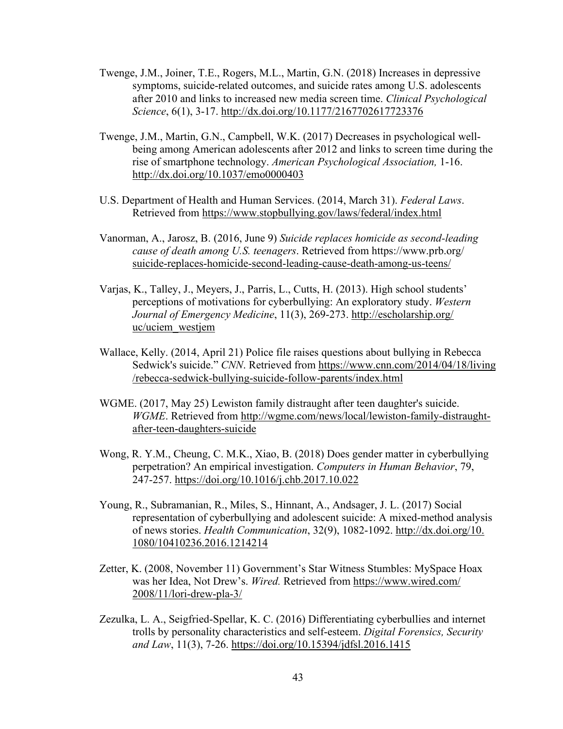Twenge, J.M., Joiner, T.E., Rogers, M.L., Martin, G.N. (2018) Increases in depressive symptoms, suicide-related outcomes, and suicide rates among U.S. adolescents after 2010 and links to increased new media screen time. *Clinical Psychological Science*, 6(1), 3-17. http://dx.doi.org/10.1177/2167702617723376

Twenge, J.M., Martin, G.N., Campbell, W.K. (2017) Decreases in psychological well-being among American adolescents after 2012 and links to screen time during the rise of smartphone technology. *American Psychological Association,* 1-16. http://dx.doi.org/10.1037/emo0000403

U.S. Department of Health and Human Services. (2014, March 31). *Federal Laws*. Retrieved from https://www.stopbullying.gov/laws/federal/index.html

Vanorman, A., Jarosz, B. (2016, June 9) *Suicide replaces homicide as second-leading cause of death among U.S. teenagers*. Retrieved from https://www.prb.org/suicide-replaces-homicide-second-leading-cause-death-among-us-teens/

Varjas, K., Talley, J., Meyers, J., Parris, L., Cutts, H. (2013). High school students' perceptions of motivations for cyberbullying: An exploratory study. *Western Journal of Emergency Medicine*, 11(3), 269-273. http://escholarship.org/uc/uciem_westjem

Wallace, Kelly. (2014, April 21) Police file raises questions about bullying in Rebecca Sedwick's suicide." *CNN*. Retrieved from https://www.cnn.com/2014/04/18/living/rebecca-sedwick-bullying-suicide-follow-parents/index.html

WGME. (2017, May 25) Lewiston family distraught after teen daughter's suicide. *WGME*. Retrieved from http://wgme.com/news/local/lewiston-family-distraught-after-teen-daughters-suicide

Wong, R. Y.M., Cheung, C. M.K., Xiao, B. (2018) Does gender matter in cyberbullying perpetration? An empirical investigation. *Computers in Human Behavior*, 79, 247-257. https://doi.org/10.1016/j.chb.2017.10.022

Young, R., Subramanian, R., Miles, S., Hinnant, A., Andsager, J. L. (2017) Social representation of cyberbullying and adolescent suicide: A mixed-method analysis of news stories. *Health Communication*, 32(9), 1082-1092. http://dx.doi.org/10.1080/10410236.2016.1214214

Zetter, K. (2008, November 11) Government's Star Witness Stumbles: MySpace Hoax was her Idea, Not Drew's. *Wired.* Retrieved from https://www.wired.com/2008/11/lori-drew-pla-3/

Zezulka, L. A., Seigfried-Spellar, K. C. (2016) Differentiating cyberbullies and internet trolls by personality characteristics and self-esteem. *Digital Forensics, Security and Law*, 11(3), 7-26. https://doi.org/10.15394/jdfsl.2016.1415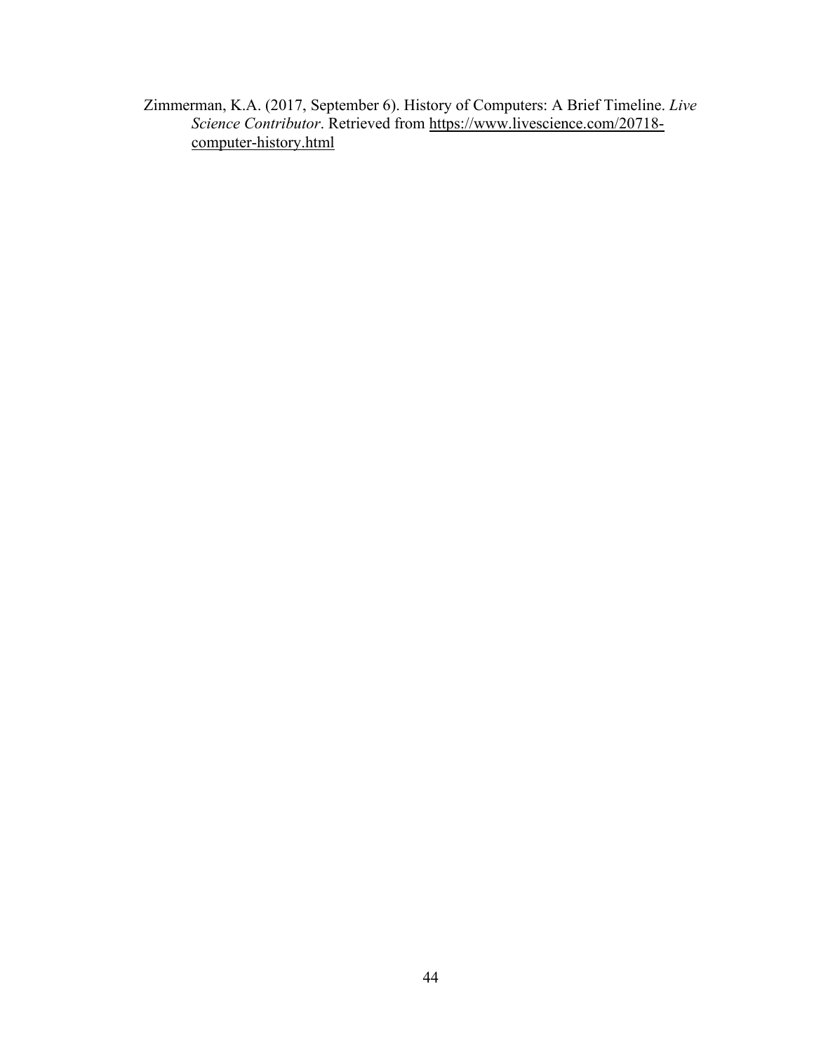Zimmerman, K.A. (2017, September 6). History of Computers: A Brief Timeline. *Live Science Contributor*. Retrieved from https://www.livescience.com/20718-computer-history.html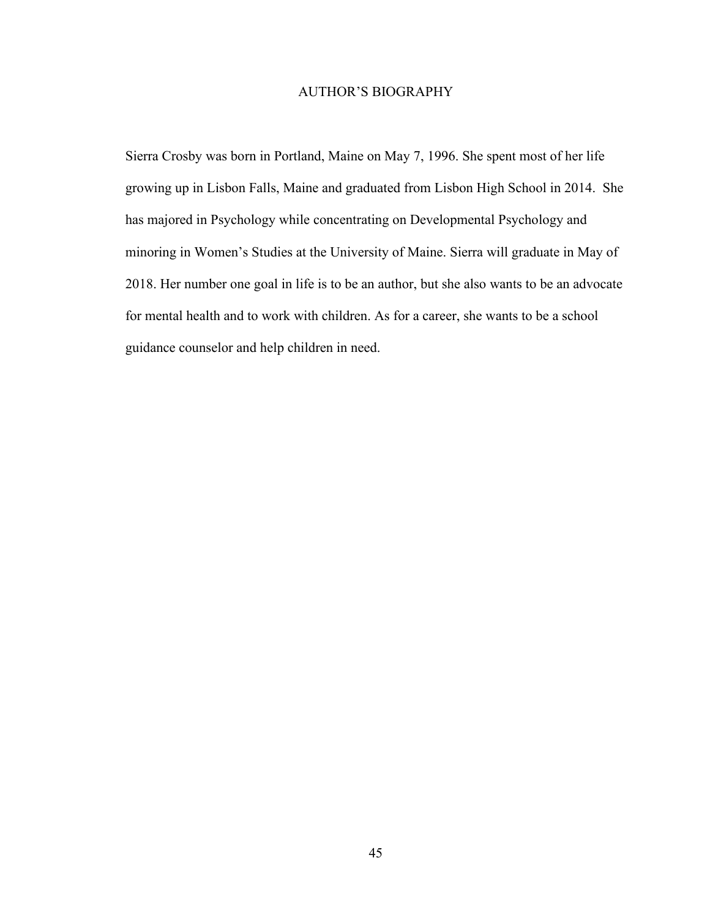# AUTHOR'S BIOGRAPHY

Sierra Crosby was born in Portland, Maine on May 7, 1996. She spent most of her life growing up in Lisbon Falls, Maine and graduated from Lisbon High School in 2014. She has majored in Psychology while concentrating on Developmental Psychology and minoring in Women's Studies at the University of Maine. Sierra will graduate in May of 2018. Her number one goal in life is to be an author, but she also wants to be an advocate for mental health and to work with children. As for a career, she wants to be a school guidance counselor and help children in need.